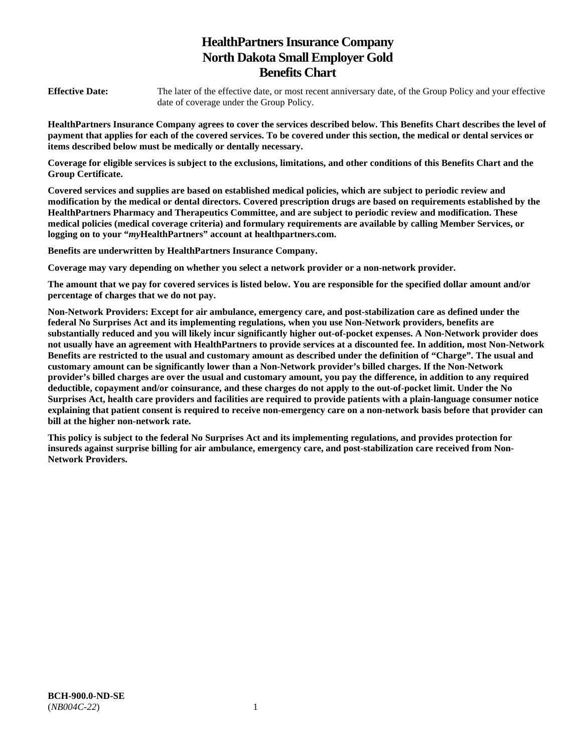# HealthPartners Insurance Company
# North Dakota Small Employer Gold
# Benefits Chart

**Effective Date:** The later of the effective date, or most recent anniversary date, of the Group Policy and your effective date of coverage under the Group Policy.

**HealthPartners Insurance Company agrees to cover the services described below. This Benefits Chart describes the level of payment that applies for each of the covered services. To be covered under this section, the medical or dental services or items described below must be medically or dentally necessary.**

**Coverage for eligible services is subject to the exclusions, limitations, and other conditions of this Benefits Chart and the Group Certificate.**

**Covered services and supplies are based on established medical policies, which are subject to periodic review and modification by the medical or dental directors. Covered prescription drugs are based on requirements established by the HealthPartners Pharmacy and Therapeutics Committee, and are subject to periodic review and modification. These medical policies (medical coverage criteria) and formulary requirements are available by calling Member Services, or logging on to your "*my*HealthPartners" account at healthpartners.com.**

**Benefits are underwritten by HealthPartners Insurance Company.**

**Coverage may vary depending on whether you select a network provider or a non-network provider.**

**The amount that we pay for covered services is listed below. You are responsible for the specified dollar amount and/or percentage of charges that we do not pay.**

**Non-Network Providers: Except for air ambulance, emergency care, and post-stabilization care as defined under the federal No Surprises Act and its implementing regulations, when you use Non-Network providers, benefits are substantially reduced and you will likely incur significantly higher out-of-pocket expenses. A Non-Network provider does not usually have an agreement with HealthPartners to provide services at a discounted fee. In addition, most Non-Network Benefits are restricted to the usual and customary amount as described under the definition of "Charge". The usual and customary amount can be significantly lower than a Non-Network provider's billed charges. If the Non-Network provider's billed charges are over the usual and customary amount, you pay the difference, in addition to any required deductible, copayment and/or coinsurance, and these charges do not apply to the out-of-pocket limit. Under the No Surprises Act, health care providers and facilities are required to provide patients with a plain-language consumer notice explaining that patient consent is required to receive non-emergency care on a non-network basis before that provider can bill at the higher non-network rate.**

**This policy is subject to the federal No Surprises Act and its implementing regulations, and provides protection for insureds against surprise billing for air ambulance, emergency care, and post-stabilization care received from Non-Network Providers.**

**BCH-900.0-ND-SE**
(*NB004C-22*)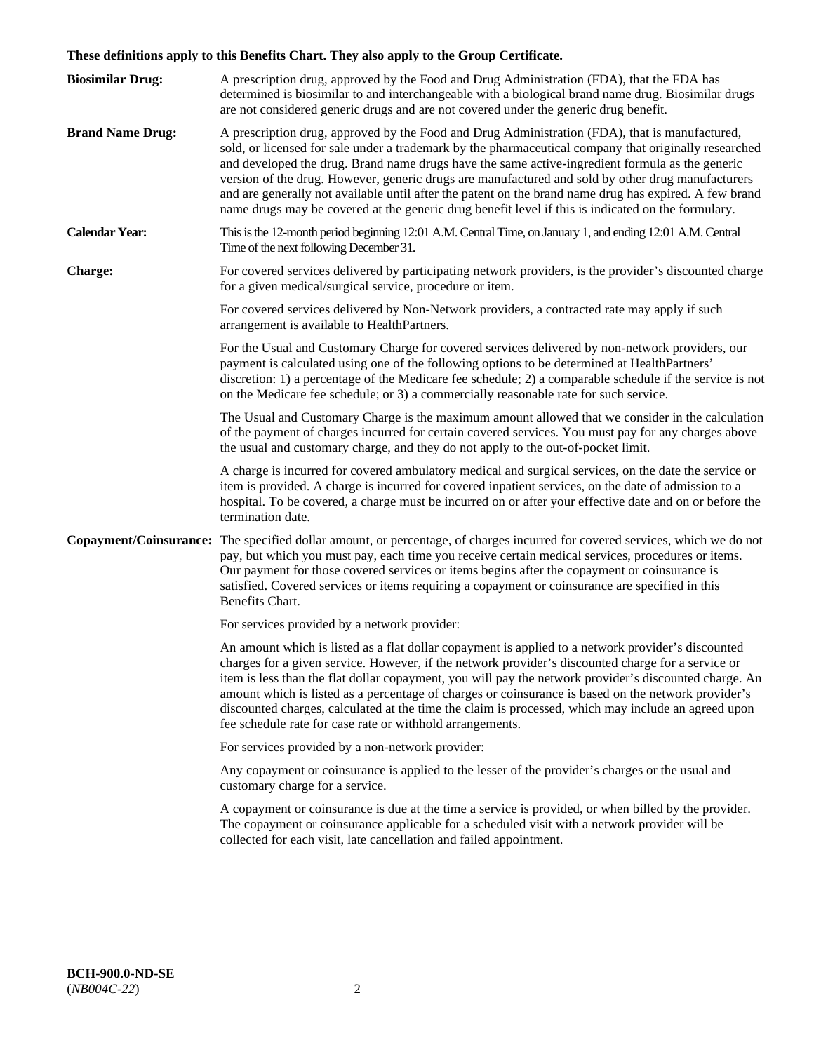**These definitions apply to this Benefits Chart. They also apply to the Group Certificate.**

**Biosimilar Drug:** A prescription drug, approved by the Food and Drug Administration (FDA), that the FDA has determined is biosimilar to and interchangeable with a biological brand name drug. Biosimilar drugs are not considered generic drugs and are not covered under the generic drug benefit.

**Brand Name Drug:** A prescription drug, approved by the Food and Drug Administration (FDA), that is manufactured, sold, or licensed for sale under a trademark by the pharmaceutical company that originally researched and developed the drug. Brand name drugs have the same active-ingredient formula as the generic version of the drug. However, generic drugs are manufactured and sold by other drug manufacturers and are generally not available until after the patent on the brand name drug has expired. A few brand name drugs may be covered at the generic drug benefit level if this is indicated on the formulary.

**Calendar Year:** This is the 12-month period beginning 12:01 A.M. Central Time, on January 1, and ending 12:01 A.M. Central Time of the next following December 31.

**Charge:** For covered services delivered by participating network providers, is the provider's discounted charge for a given medical/surgical service, procedure or item.

For covered services delivered by Non-Network providers, a contracted rate may apply if such arrangement is available to HealthPartners.

For the Usual and Customary Charge for covered services delivered by non-network providers, our payment is calculated using one of the following options to be determined at HealthPartners' discretion: 1) a percentage of the Medicare fee schedule; 2) a comparable schedule if the service is not on the Medicare fee schedule; or 3) a commercially reasonable rate for such service.

The Usual and Customary Charge is the maximum amount allowed that we consider in the calculation of the payment of charges incurred for certain covered services. You must pay for any charges above the usual and customary charge, and they do not apply to the out-of-pocket limit.

A charge is incurred for covered ambulatory medical and surgical services, on the date the service or item is provided. A charge is incurred for covered inpatient services, on the date of admission to a hospital. To be covered, a charge must be incurred on or after your effective date and on or before the termination date.

**Copayment/Coinsurance:** The specified dollar amount, or percentage, of charges incurred for covered services, which we do not pay, but which you must pay, each time you receive certain medical services, procedures or items. Our payment for those covered services or items begins after the copayment or coinsurance is satisfied. Covered services or items requiring a copayment or coinsurance are specified in this Benefits Chart.

For services provided by a network provider:

An amount which is listed as a flat dollar copayment is applied to a network provider's discounted charges for a given service. However, if the network provider's discounted charge for a service or item is less than the flat dollar copayment, you will pay the network provider's discounted charge. An amount which is listed as a percentage of charges or coinsurance is based on the network provider's discounted charges, calculated at the time the claim is processed, which may include an agreed upon fee schedule rate for case rate or withhold arrangements.

For services provided by a non-network provider:

Any copayment or coinsurance is applied to the lesser of the provider's charges or the usual and customary charge for a service.

A copayment or coinsurance is due at the time a service is provided, or when billed by the provider. The copayment or coinsurance applicable for a scheduled visit with a network provider will be collected for each visit, late cancellation and failed appointment.

**BCH-900.0-ND-SE**
(*NB004C-22*)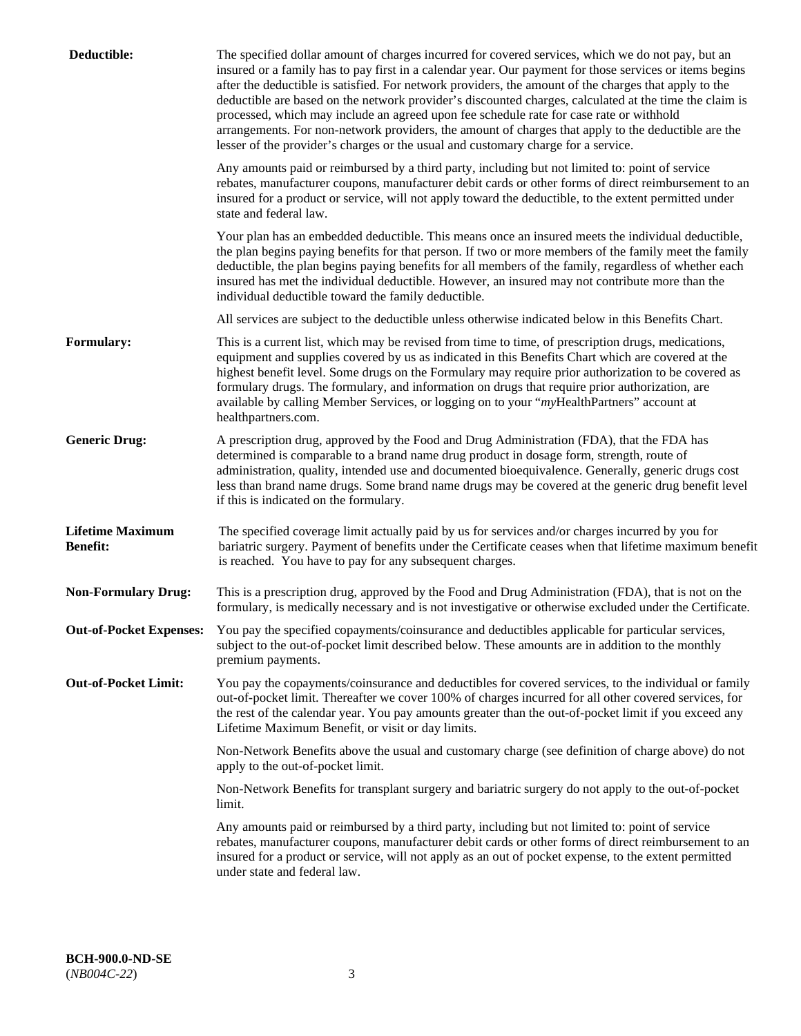**Deductible:** The specified dollar amount of charges incurred for covered services, which we do not pay, but an insured or a family has to pay first in a calendar year. Our payment for those services or items begins after the deductible is satisfied. For network providers, the amount of the charges that apply to the deductible are based on the network provider's discounted charges, calculated at the time the claim is processed, which may include an agreed upon fee schedule rate for case rate or withhold arrangements. For non-network providers, the amount of charges that apply to the deductible are the lesser of the provider's charges or the usual and customary charge for a service.

Any amounts paid or reimbursed by a third party, including but not limited to: point of service rebates, manufacturer coupons, manufacturer debit cards or other forms of direct reimbursement to an insured for a product or service, will not apply toward the deductible, to the extent permitted under state and federal law.

Your plan has an embedded deductible. This means once an insured meets the individual deductible, the plan begins paying benefits for that person. If two or more members of the family meet the family deductible, the plan begins paying benefits for all members of the family, regardless of whether each insured has met the individual deductible. However, an insured may not contribute more than the individual deductible toward the family deductible.

All services are subject to the deductible unless otherwise indicated below in this Benefits Chart.

**Formulary:** This is a current list, which may be revised from time to time, of prescription drugs, medications, equipment and supplies covered by us as indicated in this Benefits Chart which are covered at the highest benefit level. Some drugs on the Formulary may require prior authorization to be covered as formulary drugs. The formulary, and information on drugs that require prior authorization, are available by calling Member Services, or logging on to your "*my*HealthPartners" account at healthpartners.com.

**Generic Drug:** A prescription drug, approved by the Food and Drug Administration (FDA), that the FDA has determined is comparable to a brand name drug product in dosage form, strength, route of administration, quality, intended use and documented bioequivalence. Generally, generic drugs cost less than brand name drugs. Some brand name drugs may be covered at the generic drug benefit level if this is indicated on the formulary.

**Lifetime Maximum Benefit:** The specified coverage limit actually paid by us for services and/or charges incurred by you for bariatric surgery. Payment of benefits under the Certificate ceases when that lifetime maximum benefit is reached. You have to pay for any subsequent charges.

**Non-Formulary Drug:** This is a prescription drug, approved by the Food and Drug Administration (FDA), that is not on the formulary, is medically necessary and is not investigative or otherwise excluded under the Certificate.

**Out-of-Pocket Expenses:** You pay the specified copayments/coinsurance and deductibles applicable for particular services, subject to the out-of-pocket limit described below. These amounts are in addition to the monthly premium payments.

**Out-of-Pocket Limit:** You pay the copayments/coinsurance and deductibles for covered services, to the individual or family out-of-pocket limit. Thereafter we cover 100% of charges incurred for all other covered services, for the rest of the calendar year. You pay amounts greater than the out-of-pocket limit if you exceed any Lifetime Maximum Benefit, or visit or day limits.

Non-Network Benefits above the usual and customary charge (see definition of charge above) do not apply to the out-of-pocket limit.

Non-Network Benefits for transplant surgery and bariatric surgery do not apply to the out-of-pocket limit.

Any amounts paid or reimbursed by a third party, including but not limited to: point of service rebates, manufacturer coupons, manufacturer debit cards or other forms of direct reimbursement to an insured for a product or service, will not apply as an out of pocket expense, to the extent permitted under state and federal law.

**BCH-900.0-ND-SE**
(*NB004C-22*)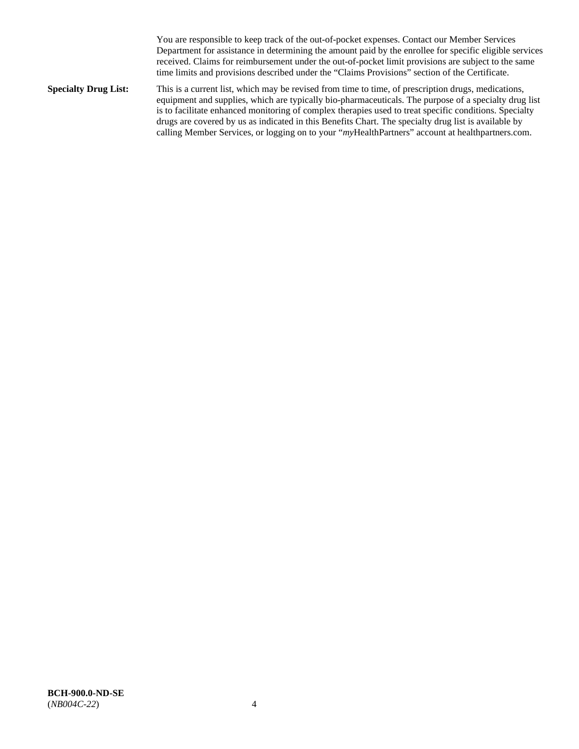You are responsible to keep track of the out-of-pocket expenses. Contact our Member Services Department for assistance in determining the amount paid by the enrollee for specific eligible services received. Claims for reimbursement under the out-of-pocket limit provisions are subject to the same time limits and provisions described under the "Claims Provisions" section of the Certificate.

**Specialty Drug List:** This is a current list, which may be revised from time to time, of prescription drugs, medications, equipment and supplies, which are typically bio-pharmaceuticals. The purpose of a specialty drug list is to facilitate enhanced monitoring of complex therapies used to treat specific conditions. Specialty drugs are covered by us as indicated in this Benefits Chart. The specialty drug list is available by calling Member Services, or logging on to your "*my*HealthPartners" account at healthpartners.com.

**BCH-900.0-ND-SE**
(*NB004C-22*)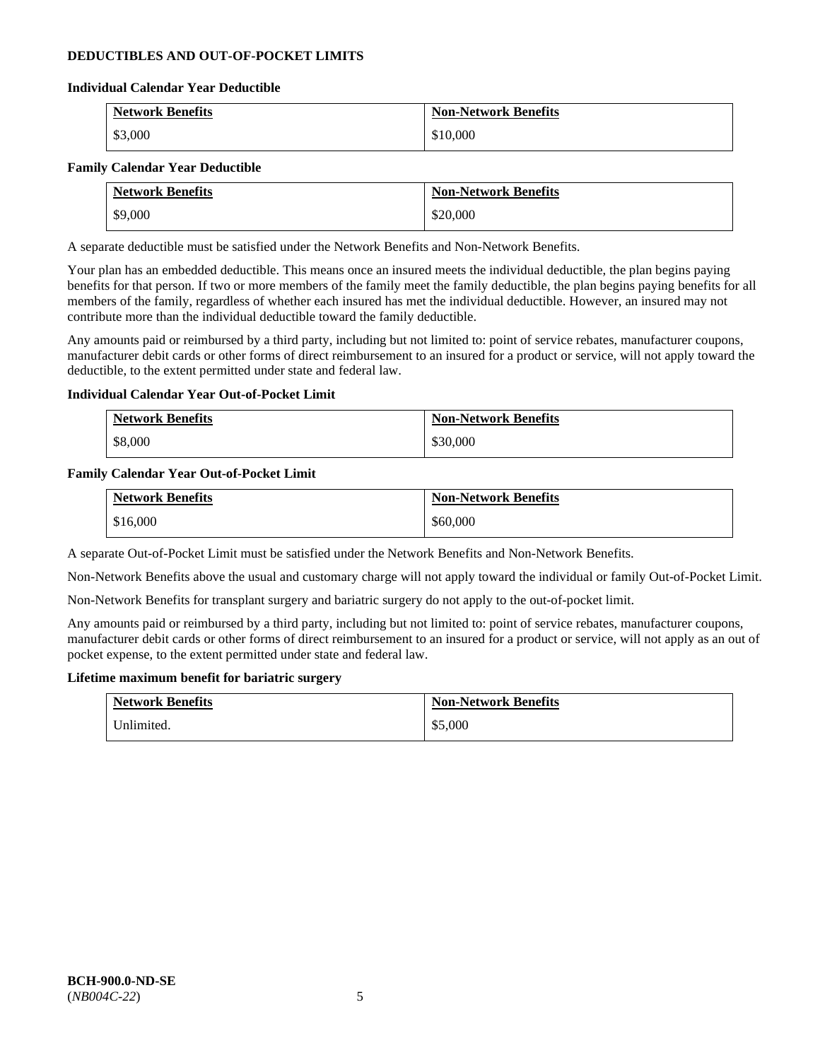## DEDUCTIBLES AND OUT-OF-POCKET LIMITS

### Individual Calendar Year Deductible

| Network Benefits | Non-Network Benefits |
|---|---|
| $3,000 | $10,000 |

### Family Calendar Year Deductible

| Network Benefits | Non-Network Benefits |
|---|---|
| $9,000 | $20,000 |

A separate deductible must be satisfied under the Network Benefits and Non-Network Benefits.

Your plan has an embedded deductible. This means once an insured meets the individual deductible, the plan begins paying benefits for that person. If two or more members of the family meet the family deductible, the plan begins paying benefits for all members of the family, regardless of whether each insured has met the individual deductible. However, an insured may not contribute more than the individual deductible toward the family deductible.

Any amounts paid or reimbursed by a third party, including but not limited to: point of service rebates, manufacturer coupons, manufacturer debit cards or other forms of direct reimbursement to an insured for a product or service, will not apply toward the deductible, to the extent permitted under state and federal law.

### Individual Calendar Year Out-of-Pocket Limit

| Network Benefits | Non-Network Benefits |
|---|---|
| $8,000 | $30,000 |

### Family Calendar Year Out-of-Pocket Limit

| Network Benefits | Non-Network Benefits |
|---|---|
| $16,000 | $60,000 |

A separate Out-of-Pocket Limit must be satisfied under the Network Benefits and Non-Network Benefits.

Non-Network Benefits above the usual and customary charge will not apply toward the individual or family Out-of-Pocket Limit.

Non-Network Benefits for transplant surgery and bariatric surgery do not apply to the out-of-pocket limit.

Any amounts paid or reimbursed by a third party, including but not limited to: point of service rebates, manufacturer coupons, manufacturer debit cards or other forms of direct reimbursement to an insured for a product or service, will not apply as an out of pocket expense, to the extent permitted under state and federal law.

### Lifetime maximum benefit for bariatric surgery

| Network Benefits | Non-Network Benefits |
|---|---|
| Unlimited. | $5,000 |

**BCH-900.0-ND-SE**
(*NB004C-22*)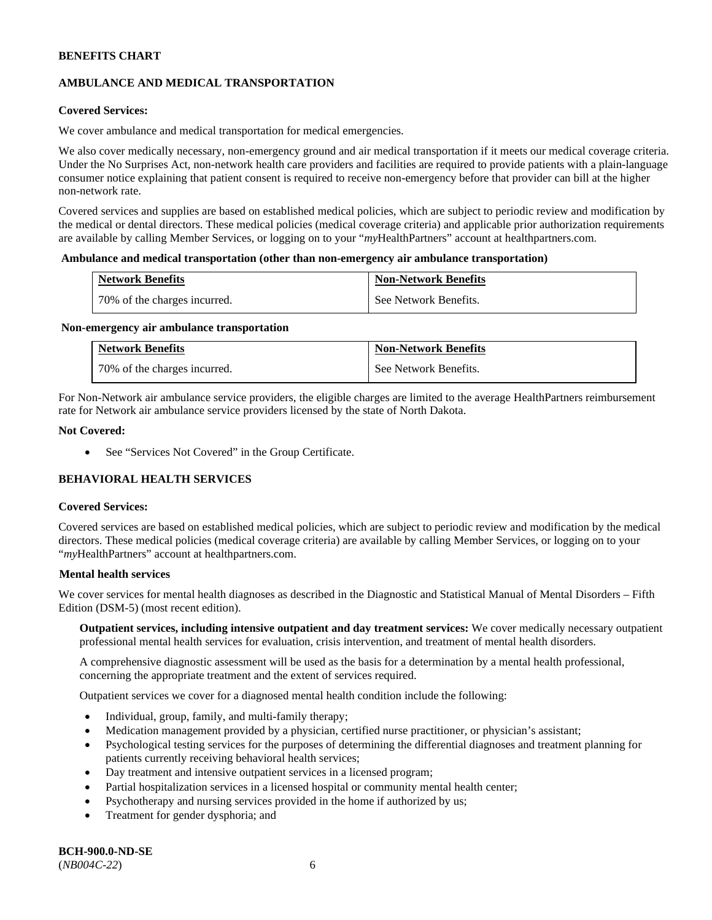**BENEFITS CHART**

**AMBULANCE AND MEDICAL TRANSPORTATION**

**Covered Services:**

We cover ambulance and medical transportation for medical emergencies.

We also cover medically necessary, non-emergency ground and air medical transportation if it meets our medical coverage criteria. Under the No Surprises Act, non-network health care providers and facilities are required to provide patients with a plain-language consumer notice explaining that patient consent is required to receive non-emergency before that provider can bill at the higher non-network rate.

Covered services and supplies are based on established medical policies, which are subject to periodic review and modification by the medical or dental directors. These medical policies (medical coverage criteria) and applicable prior authorization requirements are available by calling Member Services, or logging on to your "*my*HealthPartners" account at healthpartners.com.

**Ambulance and medical transportation (other than non-emergency air ambulance transportation)**

| Network Benefits | Non-Network Benefits |
|---|---|
| 70% of the charges incurred. | See Network Benefits. |

**Non-emergency air ambulance transportation**

| Network Benefits | Non-Network Benefits |
|---|---|
| 70% of the charges incurred. | See Network Benefits. |

For Non-Network air ambulance service providers, the eligible charges are limited to the average HealthPartners reimbursement rate for Network air ambulance service providers licensed by the state of North Dakota.

**Not Covered:**

- See "Services Not Covered" in the Group Certificate.

**BEHAVIORAL HEALTH SERVICES**

**Covered Services:**

Covered services are based on established medical policies, which are subject to periodic review and modification by the medical directors. These medical policies (medical coverage criteria) are available by calling Member Services, or logging on to your "*my*HealthPartners" account at healthpartners.com.

**Mental health services**

We cover services for mental health diagnoses as described in the Diagnostic and Statistical Manual of Mental Disorders – Fifth Edition (DSM-5) (most recent edition).

**Outpatient services, including intensive outpatient and day treatment services:** We cover medically necessary outpatient professional mental health services for evaluation, crisis intervention, and treatment of mental health disorders.

A comprehensive diagnostic assessment will be used as the basis for a determination by a mental health professional, concerning the appropriate treatment and the extent of services required.

Outpatient services we cover for a diagnosed mental health condition include the following:

- Individual, group, family, and multi-family therapy;
- Medication management provided by a physician, certified nurse practitioner, or physician's assistant;
- Psychological testing services for the purposes of determining the differential diagnoses and treatment planning for patients currently receiving behavioral health services;
- Day treatment and intensive outpatient services in a licensed program;
- Partial hospitalization services in a licensed hospital or community mental health center;
- Psychotherapy and nursing services provided in the home if authorized by us;
- Treatment for gender dysphoria; and

**BCH-900.0-ND-SE**
(*NB004C-22*)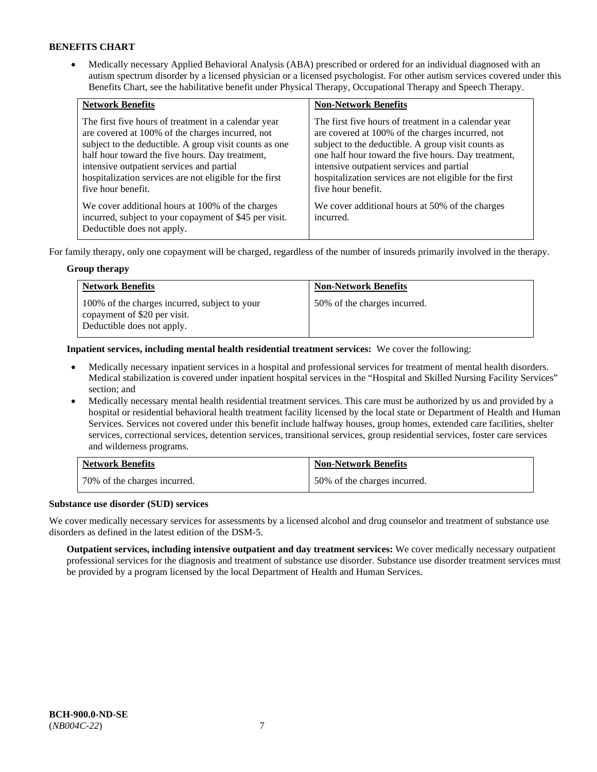**BENEFITS CHART**

- Medically necessary Applied Behavioral Analysis (ABA) prescribed or ordered for an individual diagnosed with an autism spectrum disorder by a licensed physician or a licensed psychologist. For other autism services covered under this Benefits Chart, see the habilitative benefit under Physical Therapy, Occupational Therapy and Speech Therapy.

| Network Benefits | Non-Network Benefits |
|---|---|
| The first five hours of treatment in a calendar year are covered at 100% of the charges incurred, not subject to the deductible. A group visit counts as one half hour toward the five hours. Day treatment, intensive outpatient services and partial hospitalization services are not eligible for the first five hour benefit.<br><br>We cover additional hours at 100% of the charges incurred, subject to your copayment of $45 per visit. Deductible does not apply. | The first five hours of treatment in a calendar year are covered at 100% of the charges incurred, not subject to the deductible. A group visit counts as one half hour toward the five hours. Day treatment, intensive outpatient services and partial hospitalization services are not eligible for the first five hour benefit.<br><br>We cover additional hours at 50% of the charges incurred. |

For family therapy, only one copayment will be charged, regardless of the number of insureds primarily involved in the therapy.

**Group therapy**

| Network Benefits | Non-Network Benefits |
|---|---|
| 100% of the charges incurred, subject to your copayment of $20 per visit. Deductible does not apply. | 50% of the charges incurred. |

**Inpatient services, including mental health residential treatment services:** We cover the following:

- Medically necessary inpatient services in a hospital and professional services for treatment of mental health disorders. Medical stabilization is covered under inpatient hospital services in the "Hospital and Skilled Nursing Facility Services" section; and
- Medically necessary mental health residential treatment services. This care must be authorized by us and provided by a hospital or residential behavioral health treatment facility licensed by the local state or Department of Health and Human Services. Services not covered under this benefit include halfway houses, group homes, extended care facilities, shelter services, correctional services, detention services, transitional services, group residential services, foster care services and wilderness programs.

| Network Benefits | Non-Network Benefits |
|---|---|
| 70% of the charges incurred. | 50% of the charges incurred. |

**Substance use disorder (SUD) services**

We cover medically necessary services for assessments by a licensed alcohol and drug counselor and treatment of substance use disorders as defined in the latest edition of the DSM-5.

**Outpatient services, including intensive outpatient and day treatment services:** We cover medically necessary outpatient professional services for the diagnosis and treatment of substance use disorder. Substance use disorder treatment services must be provided by a program licensed by the local Department of Health and Human Services.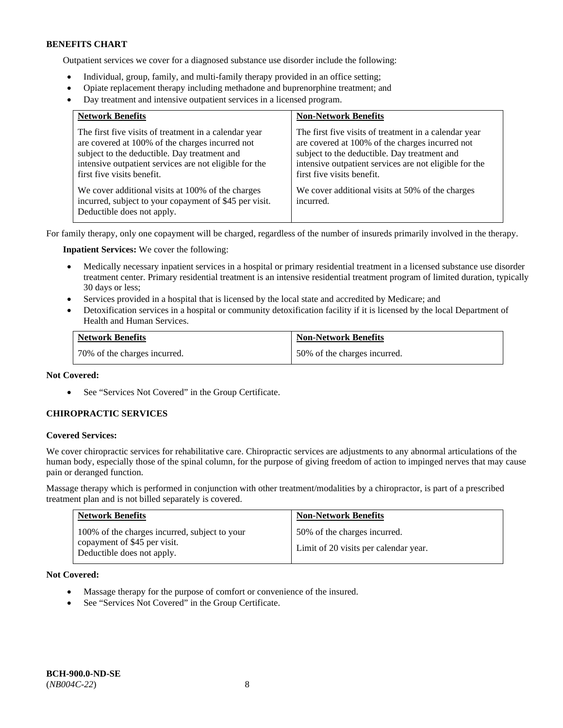**BENEFITS CHART**

Outpatient services we cover for a diagnosed substance use disorder include the following:

- Individual, group, family, and multi-family therapy provided in an office setting;
- Opiate replacement therapy including methadone and buprenorphine treatment; and
- Day treatment and intensive outpatient services in a licensed program.

| Network Benefits | Non-Network Benefits |
|---|---|
| The first five visits of treatment in a calendar year are covered at 100% of the charges incurred not subject to the deductible. Day treatment and intensive outpatient services are not eligible for the first five visits benefit.<br><br>We cover additional visits at 100% of the charges incurred, subject to your copayment of $45 per visit. Deductible does not apply. | The first five visits of treatment in a calendar year are covered at 100% of the charges incurred not subject to the deductible. Day treatment and intensive outpatient services are not eligible for the first five visits benefit.<br><br>We cover additional visits at 50% of the charges incurred. |

For family therapy, only one copayment will be charged, regardless of the number of insureds primarily involved in the therapy.

**Inpatient Services:** We cover the following:

- Medically necessary inpatient services in a hospital or primary residential treatment in a licensed substance use disorder treatment center. Primary residential treatment is an intensive residential treatment program of limited duration, typically 30 days or less;
- Services provided in a hospital that is licensed by the local state and accredited by Medicare; and
- Detoxification services in a hospital or community detoxification facility if it is licensed by the local Department of Health and Human Services.

| Network Benefits | Non-Network Benefits |
|---|---|
| 70% of the charges incurred. | 50% of the charges incurred. |

**Not Covered:**

- See "Services Not Covered" in the Group Certificate.

### CHIROPRACTIC SERVICES

**Covered Services:**

We cover chiropractic services for rehabilitative care. Chiropractic services are adjustments to any abnormal articulations of the human body, especially those of the spinal column, for the purpose of giving freedom of action to impinged nerves that may cause pain or deranged function.

Massage therapy which is performed in conjunction with other treatment/modalities by a chiropractor, is part of a prescribed treatment plan and is not billed separately is covered.

| Network Benefits | Non-Network Benefits |
|---|---|
| 100% of the charges incurred, subject to your copayment of $45 per visit. Deductible does not apply. | 50% of the charges incurred.<br><br>Limit of 20 visits per calendar year. |

**Not Covered:**

- Massage therapy for the purpose of comfort or convenience of the insured.
- See "Services Not Covered" in the Group Certificate.

**BCH-900.0-ND-SE**
(*NB004C-22*)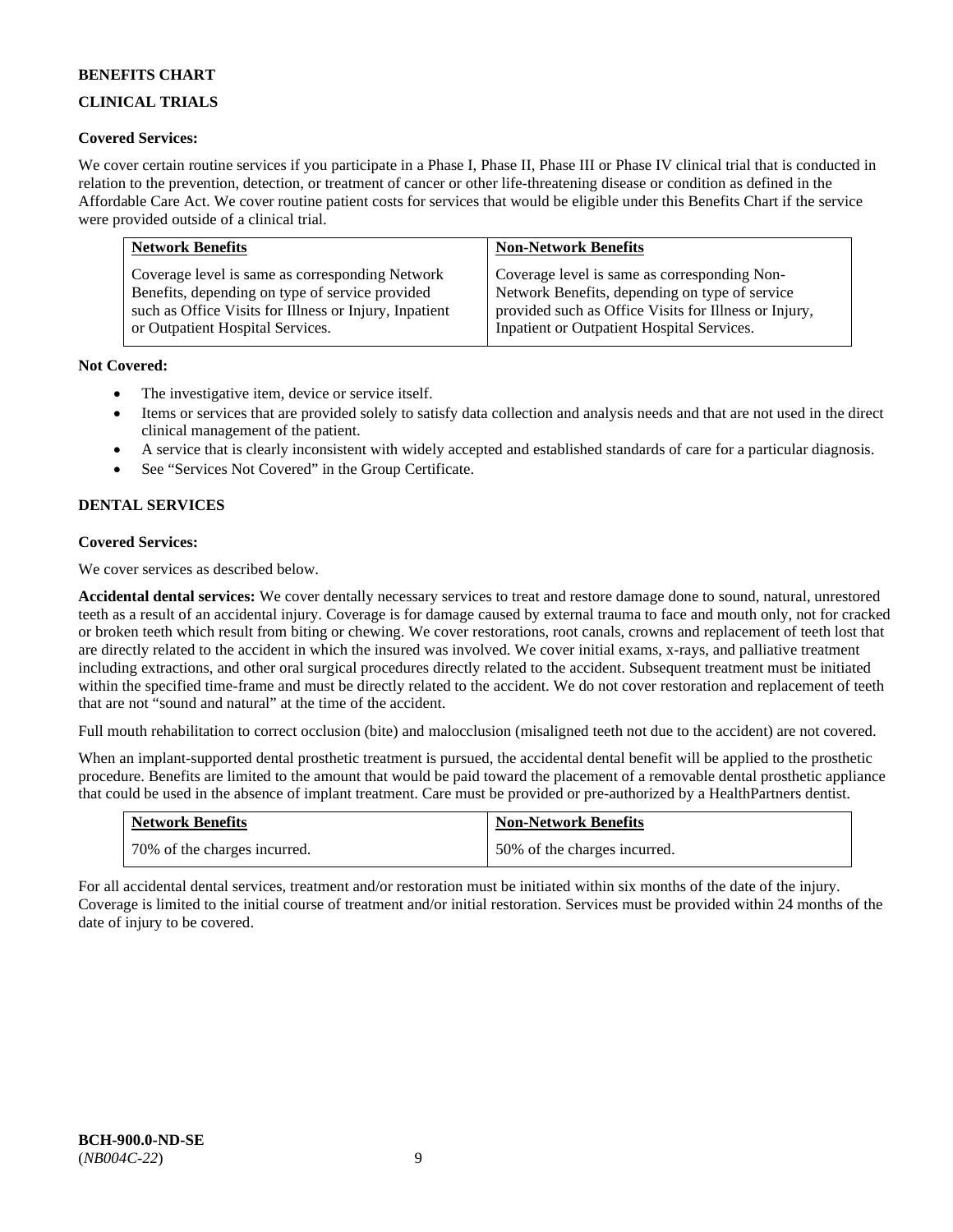**BENEFITS CHART**

**CLINICAL TRIALS**

**Covered Services:**

We cover certain routine services if you participate in a Phase I, Phase II, Phase III or Phase IV clinical trial that is conducted in relation to the prevention, detection, or treatment of cancer or other life-threatening disease or condition as defined in the Affordable Care Act. We cover routine patient costs for services that would be eligible under this Benefits Chart if the service were provided outside of a clinical trial.

| Network Benefits | Non-Network Benefits |
|---|---|
| Coverage level is same as corresponding Network Benefits, depending on type of service provided such as Office Visits for Illness or Injury, Inpatient or Outpatient Hospital Services. | Coverage level is same as corresponding Non-Network Benefits, depending on type of service provided such as Office Visits for Illness or Injury, Inpatient or Outpatient Hospital Services. |

**Not Covered:**

- The investigative item, device or service itself.
- Items or services that are provided solely to satisfy data collection and analysis needs and that are not used in the direct clinical management of the patient.
- A service that is clearly inconsistent with widely accepted and established standards of care for a particular diagnosis.
- See "Services Not Covered" in the Group Certificate.

**DENTAL SERVICES**

**Covered Services:**

We cover services as described below.

**Accidental dental services:** We cover dentally necessary services to treat and restore damage done to sound, natural, unrestored teeth as a result of an accidental injury. Coverage is for damage caused by external trauma to face and mouth only, not for cracked or broken teeth which result from biting or chewing. We cover restorations, root canals, crowns and replacement of teeth lost that are directly related to the accident in which the insured was involved. We cover initial exams, x-rays, and palliative treatment including extractions, and other oral surgical procedures directly related to the accident. Subsequent treatment must be initiated within the specified time-frame and must be directly related to the accident. We do not cover restoration and replacement of teeth that are not "sound and natural" at the time of the accident.

Full mouth rehabilitation to correct occlusion (bite) and malocclusion (misaligned teeth not due to the accident) are not covered.

When an implant-supported dental prosthetic treatment is pursued, the accidental dental benefit will be applied to the prosthetic procedure. Benefits are limited to the amount that would be paid toward the placement of a removable dental prosthetic appliance that could be used in the absence of implant treatment. Care must be provided or pre-authorized by a HealthPartners dentist.

| Network Benefits | Non-Network Benefits |
|---|---|
| 70% of the charges incurred. | 50% of the charges incurred. |

For all accidental dental services, treatment and/or restoration must be initiated within six months of the date of the injury. Coverage is limited to the initial course of treatment and/or initial restoration. Services must be provided within 24 months of the date of injury to be covered.

**BCH-900.0-ND-SE**
(*NB004C-22*)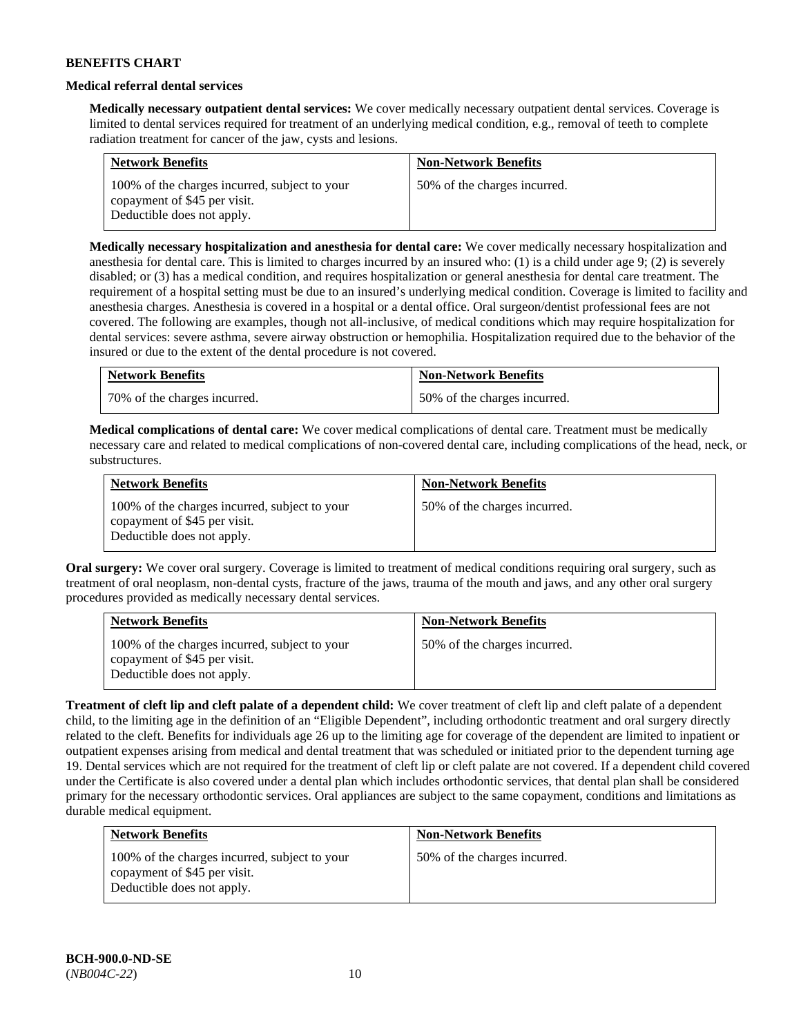**BENEFITS CHART**

**Medical referral dental services**

**Medically necessary outpatient dental services:** We cover medically necessary outpatient dental services. Coverage is limited to dental services required for treatment of an underlying medical condition, e.g., removal of teeth to complete radiation treatment for cancer of the jaw, cysts and lesions.

| Network Benefits | Non-Network Benefits |
|---|---|
| 100% of the charges incurred, subject to your copayment of $45 per visit. Deductible does not apply. | 50% of the charges incurred. |

**Medically necessary hospitalization and anesthesia for dental care:** We cover medically necessary hospitalization and anesthesia for dental care. This is limited to charges incurred by an insured who: (1) is a child under age 9; (2) is severely disabled; or (3) has a medical condition, and requires hospitalization or general anesthesia for dental care treatment. The requirement of a hospital setting must be due to an insured's underlying medical condition. Coverage is limited to facility and anesthesia charges. Anesthesia is covered in a hospital or a dental office. Oral surgeon/dentist professional fees are not covered. The following are examples, though not all-inclusive, of medical conditions which may require hospitalization for dental services: severe asthma, severe airway obstruction or hemophilia. Hospitalization required due to the behavior of the insured or due to the extent of the dental procedure is not covered.

| Network Benefits | Non-Network Benefits |
|---|---|
| 70% of the charges incurred. | 50% of the charges incurred. |

**Medical complications of dental care:** We cover medical complications of dental care. Treatment must be medically necessary care and related to medical complications of non-covered dental care, including complications of the head, neck, or substructures.

| Network Benefits | Non-Network Benefits |
|---|---|
| 100% of the charges incurred, subject to your copayment of $45 per visit. Deductible does not apply. | 50% of the charges incurred. |

**Oral surgery:** We cover oral surgery. Coverage is limited to treatment of medical conditions requiring oral surgery, such as treatment of oral neoplasm, non-dental cysts, fracture of the jaws, trauma of the mouth and jaws, and any other oral surgery procedures provided as medically necessary dental services.

| Network Benefits | Non-Network Benefits |
|---|---|
| 100% of the charges incurred, subject to your copayment of $45 per visit. Deductible does not apply. | 50% of the charges incurred. |

**Treatment of cleft lip and cleft palate of a dependent child:** We cover treatment of cleft lip and cleft palate of a dependent child, to the limiting age in the definition of an "Eligible Dependent", including orthodontic treatment and oral surgery directly related to the cleft. Benefits for individuals age 26 up to the limiting age for coverage of the dependent are limited to inpatient or outpatient expenses arising from medical and dental treatment that was scheduled or initiated prior to the dependent turning age 19. Dental services which are not required for the treatment of cleft lip or cleft palate are not covered. If a dependent child covered under the Certificate is also covered under a dental plan which includes orthodontic services, that dental plan shall be considered primary for the necessary orthodontic services. Oral appliances are subject to the same copayment, conditions and limitations as durable medical equipment.

| Network Benefits | Non-Network Benefits |
|---|---|
| 100% of the charges incurred, subject to your copayment of $45 per visit. Deductible does not apply. | 50% of the charges incurred. |

**BCH-900.0-ND-SE**
(*NB004C-22*)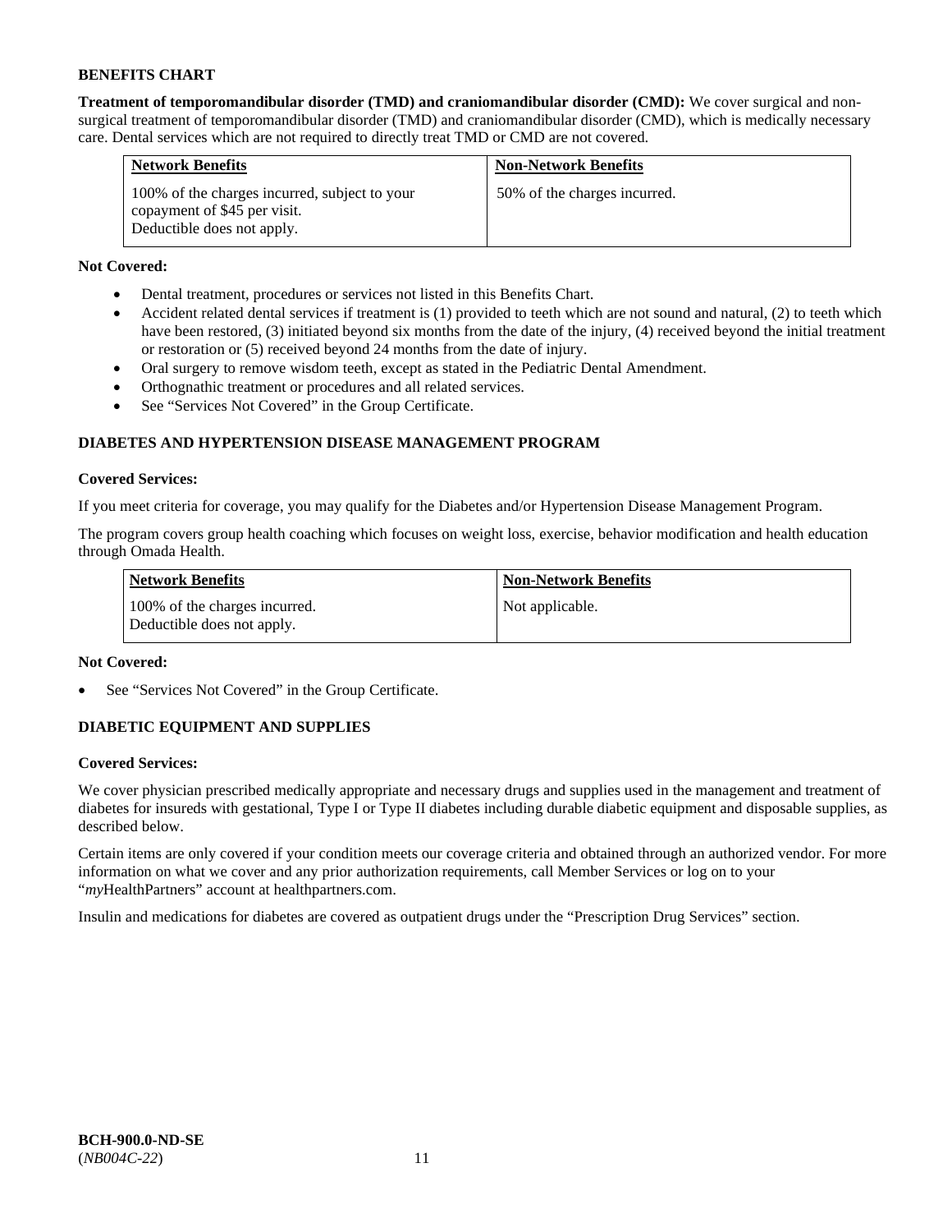**BENEFITS CHART**

**Treatment of temporomandibular disorder (TMD) and craniomandibular disorder (CMD):** We cover surgical and non-surgical treatment of temporomandibular disorder (TMD) and craniomandibular disorder (CMD), which is medically necessary care. Dental services which are not required to directly treat TMD or CMD are not covered.

| Network Benefits | Non-Network Benefits |
| --- | --- |
| 100% of the charges incurred, subject to your copayment of $45 per visit. Deductible does not apply. | 50% of the charges incurred. |

**Not Covered:**

- Dental treatment, procedures or services not listed in this Benefits Chart.
- Accident related dental services if treatment is (1) provided to teeth which are not sound and natural, (2) to teeth which have been restored, (3) initiated beyond six months from the date of the injury, (4) received beyond the initial treatment or restoration or (5) received beyond 24 months from the date of injury.
- Oral surgery to remove wisdom teeth, except as stated in the Pediatric Dental Amendment.
- Orthognathic treatment or procedures and all related services.
- See "Services Not Covered" in the Group Certificate.

**DIABETES AND HYPERTENSION DISEASE MANAGEMENT PROGRAM**

**Covered Services:**

If you meet criteria for coverage, you may qualify for the Diabetes and/or Hypertension Disease Management Program.

The program covers group health coaching which focuses on weight loss, exercise, behavior modification and health education through Omada Health.

| Network Benefits | Non-Network Benefits |
| --- | --- |
| 100% of the charges incurred. Deductible does not apply. | Not applicable. |

**Not Covered:**

- See "Services Not Covered" in the Group Certificate.

**DIABETIC EQUIPMENT AND SUPPLIES**

**Covered Services:**

We cover physician prescribed medically appropriate and necessary drugs and supplies used in the management and treatment of diabetes for insureds with gestational, Type I or Type II diabetes including durable diabetic equipment and disposable supplies, as described below.

Certain items are only covered if your condition meets our coverage criteria and obtained through an authorized vendor. For more information on what we cover and any prior authorization requirements, call Member Services or log on to your "*my*HealthPartners" account at healthpartners.com.

Insulin and medications for diabetes are covered as outpatient drugs under the "Prescription Drug Services" section.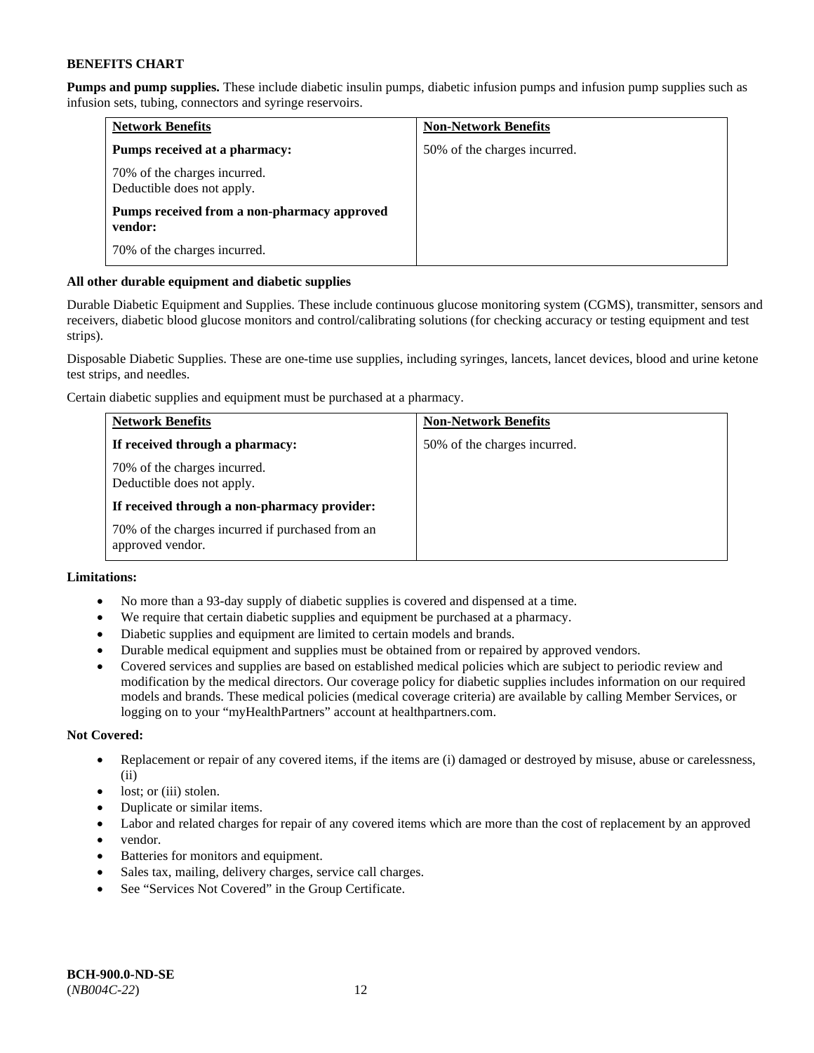**BENEFITS CHART**

**Pumps and pump supplies.** These include diabetic insulin pumps, diabetic infusion pumps and infusion pump supplies such as infusion sets, tubing, connectors and syringe reservoirs.

| Network Benefits | Non-Network Benefits |
|---|---|
| **Pumps received at a pharmacy:**<br><br>70% of the charges incurred.<br>Deductible does not apply.<br><br>**Pumps received from a non-pharmacy approved vendor:**<br><br>70% of the charges incurred. | 50% of the charges incurred. |

**All other durable equipment and diabetic supplies**

Durable Diabetic Equipment and Supplies. These include continuous glucose monitoring system (CGMS), transmitter, sensors and receivers, diabetic blood glucose monitors and control/calibrating solutions (for checking accuracy or testing equipment and test strips).

Disposable Diabetic Supplies. These are one-time use supplies, including syringes, lancets, lancet devices, blood and urine ketone test strips, and needles.

Certain diabetic supplies and equipment must be purchased at a pharmacy.

| Network Benefits | Non-Network Benefits |
|---|---|
| **If received through a pharmacy:**<br><br>70% of the charges incurred.<br>Deductible does not apply.<br><br>**If received through a non-pharmacy provider:**<br><br>70% of the charges incurred if purchased from an approved vendor. | 50% of the charges incurred. |

**Limitations:**

- No more than a 93-day supply of diabetic supplies is covered and dispensed at a time.
- We require that certain diabetic supplies and equipment be purchased at a pharmacy.
- Diabetic supplies and equipment are limited to certain models and brands.
- Durable medical equipment and supplies must be obtained from or repaired by approved vendors.
- Covered services and supplies are based on established medical policies which are subject to periodic review and modification by the medical directors. Our coverage policy for diabetic supplies includes information on our required models and brands. These medical policies (medical coverage criteria) are available by calling Member Services, or logging on to your "myHealthPartners" account at healthpartners.com.

**Not Covered:**

- Replacement or repair of any covered items, if the items are (i) damaged or destroyed by misuse, abuse or carelessness, (ii)
- lost; or (iii) stolen.
- Duplicate or similar items.
- Labor and related charges for repair of any covered items which are more than the cost of replacement by an approved
- vendor.
- Batteries for monitors and equipment.
- Sales tax, mailing, delivery charges, service call charges.
- See "Services Not Covered" in the Group Certificate.

**BCH-900.0-ND-SE**
(*NB004C-22*)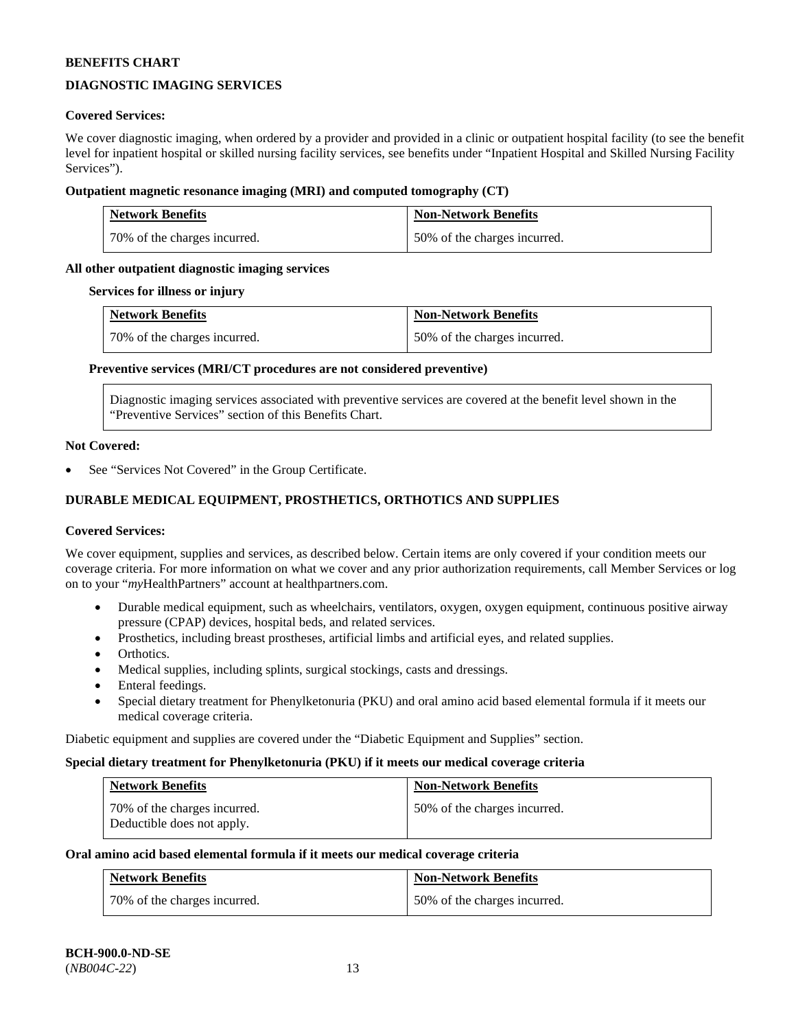**BENEFITS CHART**

## DIAGNOSTIC IMAGING SERVICES

**Covered Services:**

We cover diagnostic imaging, when ordered by a provider and provided in a clinic or outpatient hospital facility (to see the benefit level for inpatient hospital or skilled nursing facility services, see benefits under "Inpatient Hospital and Skilled Nursing Facility Services").

**Outpatient magnetic resonance imaging (MRI) and computed tomography (CT)**

| Network Benefits | Non-Network Benefits |
| --- | --- |
| 70% of the charges incurred. | 50% of the charges incurred. |

**All other outpatient diagnostic imaging services**

**Services for illness or injury**

| Network Benefits | Non-Network Benefits |
| --- | --- |
| 70% of the charges incurred. | 50% of the charges incurred. |

**Preventive services (MRI/CT procedures are not considered preventive)**

| Diagnostic imaging services associated with preventive services are covered at the benefit level shown in the "Preventive Services" section of this Benefits Chart. |
| --- |

**Not Covered:**

- See "Services Not Covered" in the Group Certificate.

## DURABLE MEDICAL EQUIPMENT, PROSTHETICS, ORTHOTICS AND SUPPLIES

**Covered Services:**

We cover equipment, supplies and services, as described below. Certain items are only covered if your condition meets our coverage criteria. For more information on what we cover and any prior authorization requirements, call Member Services or log on to your "*my*HealthPartners" account at healthpartners.com.

- Durable medical equipment, such as wheelchairs, ventilators, oxygen, oxygen equipment, continuous positive airway pressure (CPAP) devices, hospital beds, and related services.
- Prosthetics, including breast prostheses, artificial limbs and artificial eyes, and related supplies.
- Orthotics.
- Medical supplies, including splints, surgical stockings, casts and dressings.
- Enteral feedings.
- Special dietary treatment for Phenylketonuria (PKU) and oral amino acid based elemental formula if it meets our medical coverage criteria.

Diabetic equipment and supplies are covered under the "Diabetic Equipment and Supplies" section.

**Special dietary treatment for Phenylketonuria (PKU) if it meets our medical coverage criteria**

| Network Benefits | Non-Network Benefits |
| --- | --- |
| 70% of the charges incurred.<br>Deductible does not apply. | 50% of the charges incurred. |

**Oral amino acid based elemental formula if it meets our medical coverage criteria**

| Network Benefits | Non-Network Benefits |
| --- | --- |
| 70% of the charges incurred. | 50% of the charges incurred. |

**BCH-900.0-ND-SE**
(*NB004C-22*)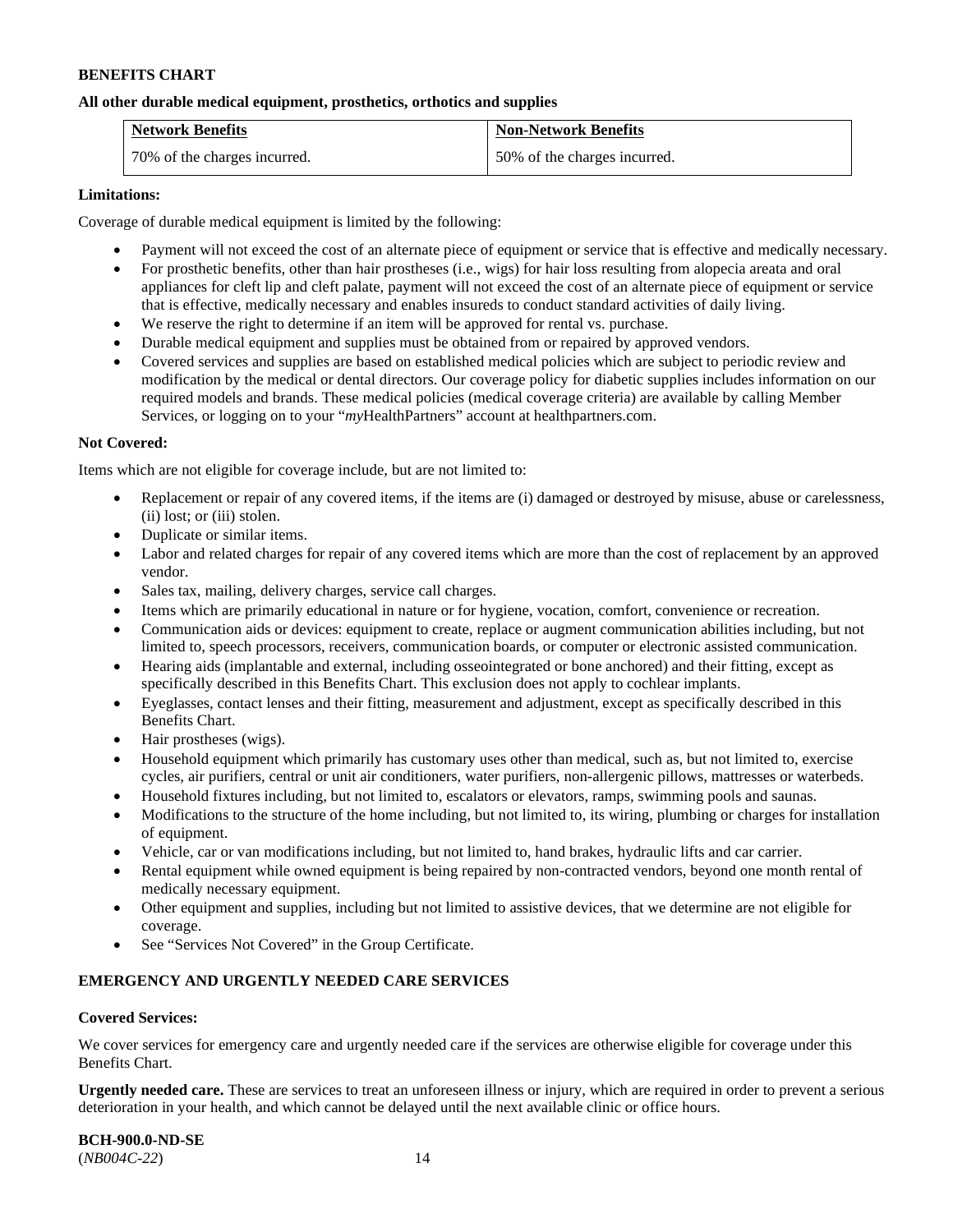**BENEFITS CHART**

**All other durable medical equipment, prosthetics, orthotics and supplies**

| Network Benefits | Non-Network Benefits |
|---|---|
| 70% of the charges incurred. | 50% of the charges incurred. |

**Limitations:**

Coverage of durable medical equipment is limited by the following:

- Payment will not exceed the cost of an alternate piece of equipment or service that is effective and medically necessary.
- For prosthetic benefits, other than hair prostheses (i.e., wigs) for hair loss resulting from alopecia areata and oral appliances for cleft lip and cleft palate, payment will not exceed the cost of an alternate piece of equipment or service that is effective, medically necessary and enables insureds to conduct standard activities of daily living.
- We reserve the right to determine if an item will be approved for rental vs. purchase.
- Durable medical equipment and supplies must be obtained from or repaired by approved vendors.
- Covered services and supplies are based on established medical policies which are subject to periodic review and modification by the medical or dental directors. Our coverage policy for diabetic supplies includes information on our required models and brands. These medical policies (medical coverage criteria) are available by calling Member Services, or logging on to your "*my*HealthPartners" account at healthpartners.com.

**Not Covered:**

Items which are not eligible for coverage include, but are not limited to:

- Replacement or repair of any covered items, if the items are (i) damaged or destroyed by misuse, abuse or carelessness, (ii) lost; or (iii) stolen.
- Duplicate or similar items.
- Labor and related charges for repair of any covered items which are more than the cost of replacement by an approved vendor.
- Sales tax, mailing, delivery charges, service call charges.
- Items which are primarily educational in nature or for hygiene, vocation, comfort, convenience or recreation.
- Communication aids or devices: equipment to create, replace or augment communication abilities including, but not limited to, speech processors, receivers, communication boards, or computer or electronic assisted communication.
- Hearing aids (implantable and external, including osseointegrated or bone anchored) and their fitting, except as specifically described in this Benefits Chart. This exclusion does not apply to cochlear implants.
- Eyeglasses, contact lenses and their fitting, measurement and adjustment, except as specifically described in this Benefits Chart.
- Hair prostheses (wigs).
- Household equipment which primarily has customary uses other than medical, such as, but not limited to, exercise cycles, air purifiers, central or unit air conditioners, water purifiers, non-allergenic pillows, mattresses or waterbeds.
- Household fixtures including, but not limited to, escalators or elevators, ramps, swimming pools and saunas.
- Modifications to the structure of the home including, but not limited to, its wiring, plumbing or charges for installation of equipment.
- Vehicle, car or van modifications including, but not limited to, hand brakes, hydraulic lifts and car carrier.
- Rental equipment while owned equipment is being repaired by non-contracted vendors, beyond one month rental of medically necessary equipment.
- Other equipment and supplies, including but not limited to assistive devices, that we determine are not eligible for coverage.
- See "Services Not Covered" in the Group Certificate.

**EMERGENCY AND URGENTLY NEEDED CARE SERVICES**

**Covered Services:**

We cover services for emergency care and urgently needed care if the services are otherwise eligible for coverage under this Benefits Chart.

**Urgently needed care.** These are services to treat an unforeseen illness or injury, which are required in order to prevent a serious deterioration in your health, and which cannot be delayed until the next available clinic or office hours.

**BCH-900.0-ND-SE**
(*NB004C-22*)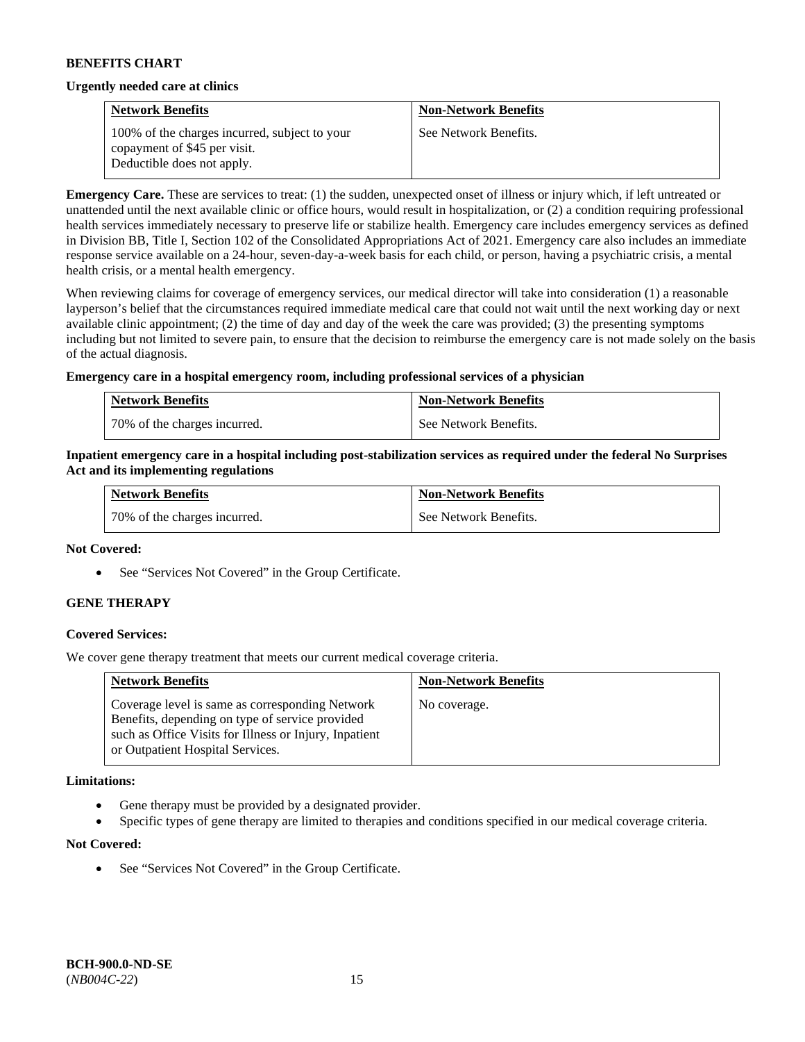**BENEFITS CHART**

**Urgently needed care at clinics**

| Network Benefits | Non-Network Benefits |
|---|---|
| 100% of the charges incurred, subject to your copayment of $45 per visit. Deductible does not apply. | See Network Benefits. |

**Emergency Care.** These are services to treat: (1) the sudden, unexpected onset of illness or injury which, if left untreated or unattended until the next available clinic or office hours, would result in hospitalization, or (2) a condition requiring professional health services immediately necessary to preserve life or stabilize health. Emergency care includes emergency services as defined in Division BB, Title I, Section 102 of the Consolidated Appropriations Act of 2021. Emergency care also includes an immediate response service available on a 24-hour, seven-day-a-week basis for each child, or person, having a psychiatric crisis, a mental health crisis, or a mental health emergency.

When reviewing claims for coverage of emergency services, our medical director will take into consideration (1) a reasonable layperson's belief that the circumstances required immediate medical care that could not wait until the next working day or next available clinic appointment; (2) the time of day and day of the week the care was provided; (3) the presenting symptoms including but not limited to severe pain, to ensure that the decision to reimburse the emergency care is not made solely on the basis of the actual diagnosis.

**Emergency care in a hospital emergency room, including professional services of a physician**

| Network Benefits | Non-Network Benefits |
|---|---|
| 70% of the charges incurred. | See Network Benefits. |

**Inpatient emergency care in a hospital including post-stabilization services as required under the federal No Surprises Act and its implementing regulations**

| Network Benefits | Non-Network Benefits |
|---|---|
| 70% of the charges incurred. | See Network Benefits. |

**Not Covered:**

- See "Services Not Covered" in the Group Certificate.

**GENE THERAPY**

**Covered Services:**

We cover gene therapy treatment that meets our current medical coverage criteria.

| Network Benefits | Non-Network Benefits |
|---|---|
| Coverage level is same as corresponding Network Benefits, depending on type of service provided such as Office Visits for Illness or Injury, Inpatient or Outpatient Hospital Services. | No coverage. |

**Limitations:**

- Gene therapy must be provided by a designated provider.
- Specific types of gene therapy are limited to therapies and conditions specified in our medical coverage criteria.

**Not Covered:**

- See "Services Not Covered" in the Group Certificate.

**BCH-900.0-ND-SE**
(*NB004C-22*)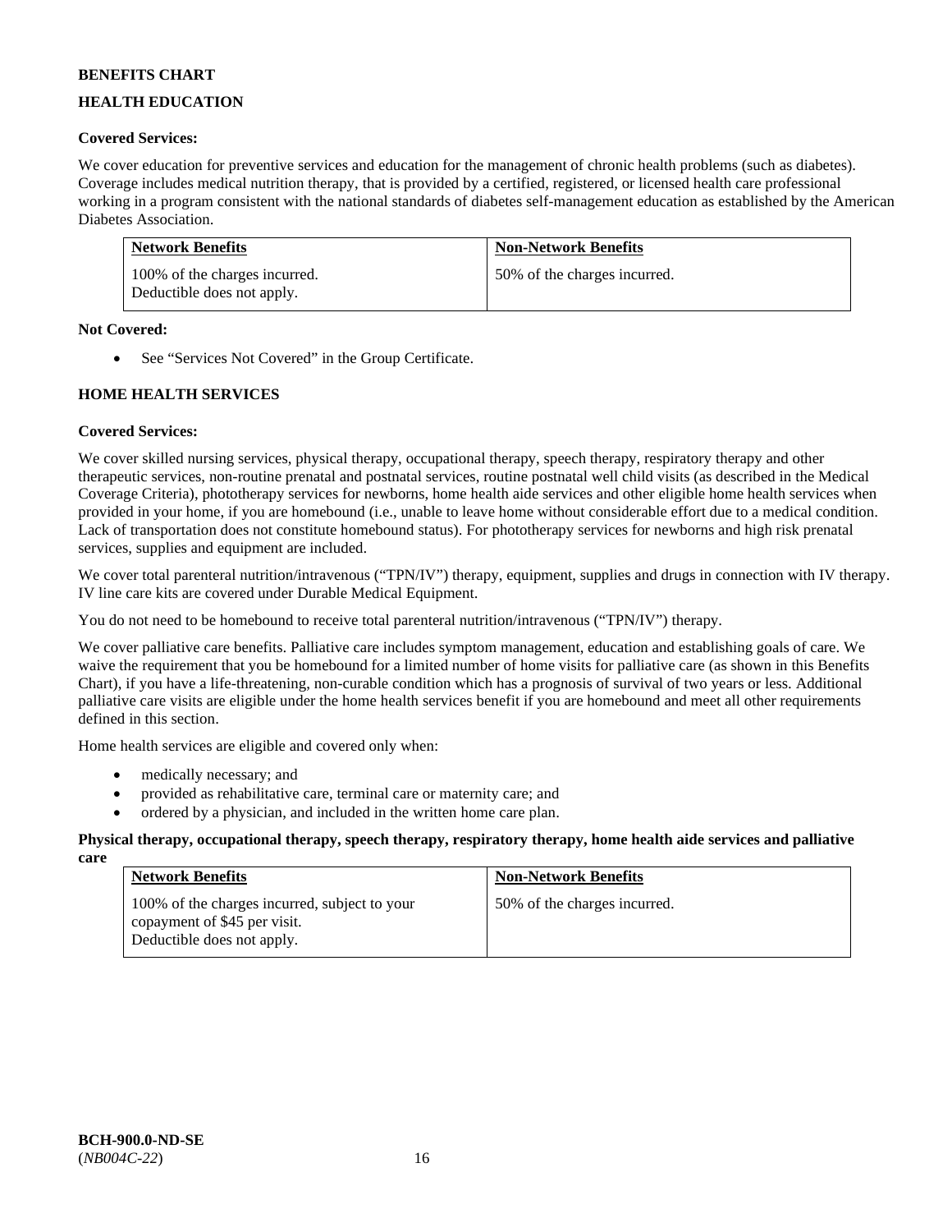**BENEFITS CHART**

**HEALTH EDUCATION**

**Covered Services:**

We cover education for preventive services and education for the management of chronic health problems (such as diabetes). Coverage includes medical nutrition therapy, that is provided by a certified, registered, or licensed health care professional working in a program consistent with the national standards of diabetes self-management education as established by the American Diabetes Association.

| Network Benefits | Non-Network Benefits |
|---|---|
| 100% of the charges incurred. Deductible does not apply. | 50% of the charges incurred. |

**Not Covered:**

- See "Services Not Covered" in the Group Certificate.

**HOME HEALTH SERVICES**

**Covered Services:**

We cover skilled nursing services, physical therapy, occupational therapy, speech therapy, respiratory therapy and other therapeutic services, non-routine prenatal and postnatal services, routine postnatal well child visits (as described in the Medical Coverage Criteria), phototherapy services for newborns, home health aide services and other eligible home health services when provided in your home, if you are homebound (i.e., unable to leave home without considerable effort due to a medical condition. Lack of transportation does not constitute homebound status). For phototherapy services for newborns and high risk prenatal services, supplies and equipment are included.

We cover total parenteral nutrition/intravenous ("TPN/IV") therapy, equipment, supplies and drugs in connection with IV therapy. IV line care kits are covered under Durable Medical Equipment.

You do not need to be homebound to receive total parenteral nutrition/intravenous ("TPN/IV") therapy.

We cover palliative care benefits. Palliative care includes symptom management, education and establishing goals of care. We waive the requirement that you be homebound for a limited number of home visits for palliative care (as shown in this Benefits Chart), if you have a life-threatening, non-curable condition which has a prognosis of survival of two years or less. Additional palliative care visits are eligible under the home health services benefit if you are homebound and meet all other requirements defined in this section.

Home health services are eligible and covered only when:

- medically necessary; and
- provided as rehabilitative care, terminal care or maternity care; and
- ordered by a physician, and included in the written home care plan.

**Physical therapy, occupational therapy, speech therapy, respiratory therapy, home health aide services and palliative care**

| Network Benefits | Non-Network Benefits |
|---|---|
| 100% of the charges incurred, subject to your copayment of $45 per visit. Deductible does not apply. | 50% of the charges incurred. |

**BCH-900.0-ND-SE**
(*NB004C-22*)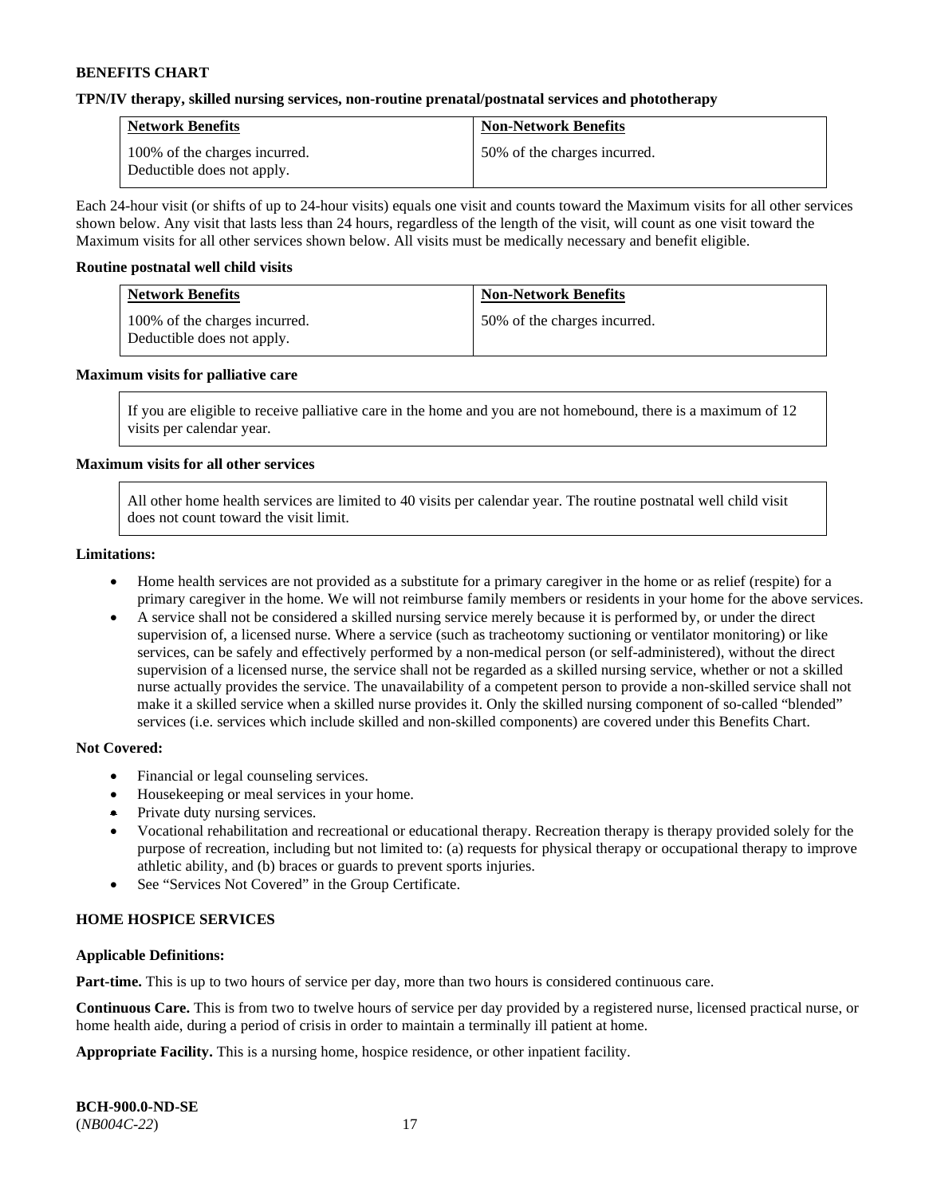**BENEFITS CHART**

**TPN/IV therapy, skilled nursing services, non-routine prenatal/postnatal services and phototherapy**

| Network Benefits | Non-Network Benefits |
|---|---|
| 100% of the charges incurred. Deductible does not apply. | 50% of the charges incurred. |

Each 24-hour visit (or shifts of up to 24-hour visits) equals one visit and counts toward the Maximum visits for all other services shown below. Any visit that lasts less than 24 hours, regardless of the length of the visit, will count as one visit toward the Maximum visits for all other services shown below. All visits must be medically necessary and benefit eligible.

**Routine postnatal well child visits**

| Network Benefits | Non-Network Benefits |
|---|---|
| 100% of the charges incurred. Deductible does not apply. | 50% of the charges incurred. |

**Maximum visits for palliative care**

If you are eligible to receive palliative care in the home and you are not homebound, there is a maximum of 12 visits per calendar year.

**Maximum visits for all other services**

All other home health services are limited to 40 visits per calendar year. The routine postnatal well child visit does not count toward the visit limit.

**Limitations:**

- Home health services are not provided as a substitute for a primary caregiver in the home or as relief (respite) for a primary caregiver in the home. We will not reimburse family members or residents in your home for the above services.
- A service shall not be considered a skilled nursing service merely because it is performed by, or under the direct supervision of, a licensed nurse. Where a service (such as tracheotomy suctioning or ventilator monitoring) or like services, can be safely and effectively performed by a non-medical person (or self-administered), without the direct supervision of a licensed nurse, the service shall not be regarded as a skilled nursing service, whether or not a skilled nurse actually provides the service. The unavailability of a competent person to provide a non-skilled service shall not make it a skilled service when a skilled nurse provides it. Only the skilled nursing component of so-called "blended" services (i.e. services which include skilled and non-skilled components) are covered under this Benefits Chart.

**Not Covered:**

- Financial or legal counseling services.
- Housekeeping or meal services in your home.
- Private duty nursing services.
- Vocational rehabilitation and recreational or educational therapy. Recreation therapy is therapy provided solely for the purpose of recreation, including but not limited to: (a) requests for physical therapy or occupational therapy to improve athletic ability, and (b) braces or guards to prevent sports injuries.
- See "Services Not Covered" in the Group Certificate.

**HOME HOSPICE SERVICES**

**Applicable Definitions:**

**Part-time.** This is up to two hours of service per day, more than two hours is considered continuous care.

**Continuous Care.** This is from two to twelve hours of service per day provided by a registered nurse, licensed practical nurse, or home health aide, during a period of crisis in order to maintain a terminally ill patient at home.

**Appropriate Facility.** This is a nursing home, hospice residence, or other inpatient facility.

**BCH-900.0-ND-SE**
(*NB004C-22*)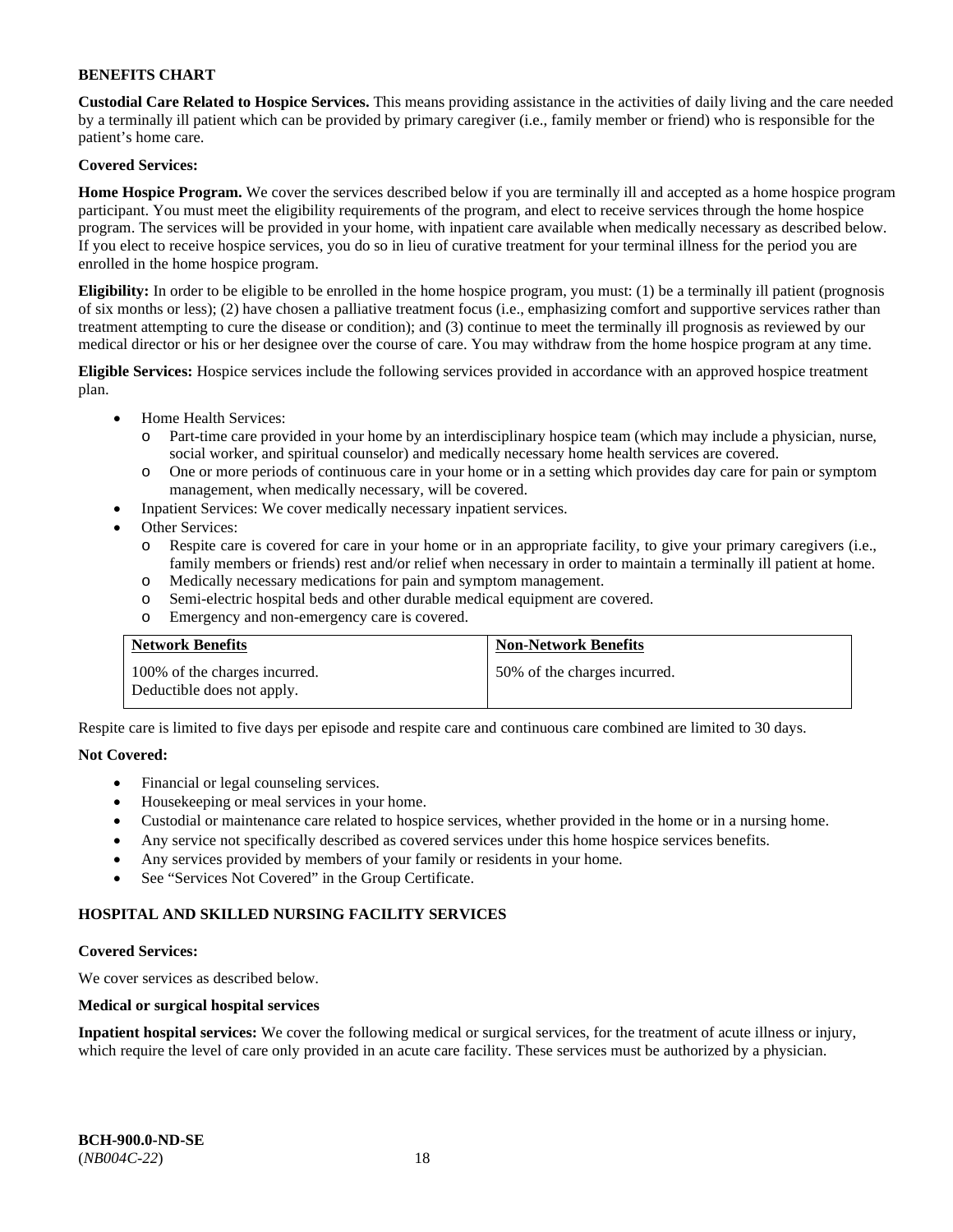**BENEFITS CHART**

**Custodial Care Related to Hospice Services.** This means providing assistance in the activities of daily living and the care needed by a terminally ill patient which can be provided by primary caregiver (i.e., family member or friend) who is responsible for the patient's home care.

**Covered Services:**

**Home Hospice Program.** We cover the services described below if you are terminally ill and accepted as a home hospice program participant. You must meet the eligibility requirements of the program, and elect to receive services through the home hospice program. The services will be provided in your home, with inpatient care available when medically necessary as described below. If you elect to receive hospice services, you do so in lieu of curative treatment for your terminal illness for the period you are enrolled in the home hospice program.

**Eligibility:** In order to be eligible to be enrolled in the home hospice program, you must: (1) be a terminally ill patient (prognosis of six months or less); (2) have chosen a palliative treatment focus (i.e., emphasizing comfort and supportive services rather than treatment attempting to cure the disease or condition); and (3) continue to meet the terminally ill prognosis as reviewed by our medical director or his or her designee over the course of care. You may withdraw from the home hospice program at any time.

**Eligible Services:** Hospice services include the following services provided in accordance with an approved hospice treatment plan.

- Home Health Services:
  - Part-time care provided in your home by an interdisciplinary hospice team (which may include a physician, nurse, social worker, and spiritual counselor) and medically necessary home health services are covered.
  - One or more periods of continuous care in your home or in a setting which provides day care for pain or symptom management, when medically necessary, will be covered.
- Inpatient Services: We cover medically necessary inpatient services.
- Other Services:
  - Respite care is covered for care in your home or in an appropriate facility, to give your primary caregivers (i.e., family members or friends) rest and/or relief when necessary in order to maintain a terminally ill patient at home.
  - Medically necessary medications for pain and symptom management.
  - Semi-electric hospital beds and other durable medical equipment are covered.
  - Emergency and non-emergency care is covered.

| Network Benefits | Non-Network Benefits |
|---|---|
| 100% of the charges incurred. Deductible does not apply. | 50% of the charges incurred. |

Respite care is limited to five days per episode and respite care and continuous care combined are limited to 30 days.

**Not Covered:**

- Financial or legal counseling services.
- Housekeeping or meal services in your home.
- Custodial or maintenance care related to hospice services, whether provided in the home or in a nursing home.
- Any service not specifically described as covered services under this home hospice services benefits.
- Any services provided by members of your family or residents in your home.
- See "Services Not Covered" in the Group Certificate.

**HOSPITAL AND SKILLED NURSING FACILITY SERVICES**

**Covered Services:**

We cover services as described below.

**Medical or surgical hospital services**

**Inpatient hospital services:** We cover the following medical or surgical services, for the treatment of acute illness or injury, which require the level of care only provided in an acute care facility. These services must be authorized by a physician.

**BCH-900.0-ND-SE**
(*NB004C-22*)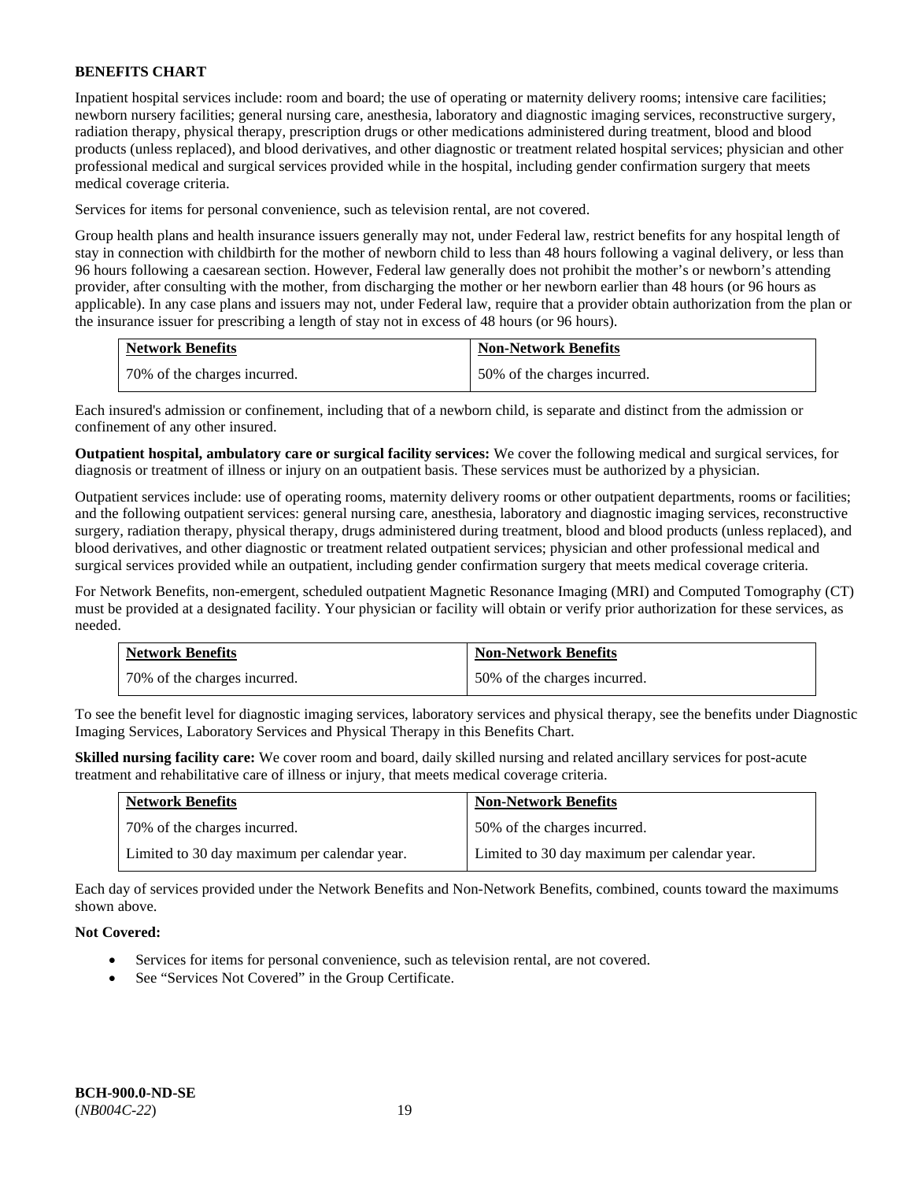**BENEFITS CHART**

Inpatient hospital services include: room and board; the use of operating or maternity delivery rooms; intensive care facilities; newborn nursery facilities; general nursing care, anesthesia, laboratory and diagnostic imaging services, reconstructive surgery, radiation therapy, physical therapy, prescription drugs or other medications administered during treatment, blood and blood products (unless replaced), and blood derivatives, and other diagnostic or treatment related hospital services; physician and other professional medical and surgical services provided while in the hospital, including gender confirmation surgery that meets medical coverage criteria.

Services for items for personal convenience, such as television rental, are not covered.

Group health plans and health insurance issuers generally may not, under Federal law, restrict benefits for any hospital length of stay in connection with childbirth for the mother of newborn child to less than 48 hours following a vaginal delivery, or less than 96 hours following a caesarean section. However, Federal law generally does not prohibit the mother's or newborn's attending provider, after consulting with the mother, from discharging the mother or her newborn earlier than 48 hours (or 96 hours as applicable). In any case plans and issuers may not, under Federal law, require that a provider obtain authorization from the plan or the insurance issuer for prescribing a length of stay not in excess of 48 hours (or 96 hours).

| Network Benefits | Non-Network Benefits |
|---|---|
| 70% of the charges incurred. | 50% of the charges incurred. |

Each insured's admission or confinement, including that of a newborn child, is separate and distinct from the admission or confinement of any other insured.

**Outpatient hospital, ambulatory care or surgical facility services:** We cover the following medical and surgical services, for diagnosis or treatment of illness or injury on an outpatient basis. These services must be authorized by a physician.

Outpatient services include: use of operating rooms, maternity delivery rooms or other outpatient departments, rooms or facilities; and the following outpatient services: general nursing care, anesthesia, laboratory and diagnostic imaging services, reconstructive surgery, radiation therapy, physical therapy, drugs administered during treatment, blood and blood products (unless replaced), and blood derivatives, and other diagnostic or treatment related outpatient services; physician and other professional medical and surgical services provided while an outpatient, including gender confirmation surgery that meets medical coverage criteria.

For Network Benefits, non-emergent, scheduled outpatient Magnetic Resonance Imaging (MRI) and Computed Tomography (CT) must be provided at a designated facility. Your physician or facility will obtain or verify prior authorization for these services, as needed.

| Network Benefits | Non-Network Benefits |
|---|---|
| 70% of the charges incurred. | 50% of the charges incurred. |

To see the benefit level for diagnostic imaging services, laboratory services and physical therapy, see the benefits under Diagnostic Imaging Services, Laboratory Services and Physical Therapy in this Benefits Chart.

**Skilled nursing facility care:** We cover room and board, daily skilled nursing and related ancillary services for post-acute treatment and rehabilitative care of illness or injury, that meets medical coverage criteria.

| Network Benefits | Non-Network Benefits |
|---|---|
| 70% of the charges incurred. | 50% of the charges incurred. |
| Limited to 30 day maximum per calendar year. | Limited to 30 day maximum per calendar year. |

Each day of services provided under the Network Benefits and Non-Network Benefits, combined, counts toward the maximums shown above.

**Not Covered:**

- Services for items for personal convenience, such as television rental, are not covered.
- See "Services Not Covered" in the Group Certificate.

**BCH-900.0-ND-SE**
(*NB004C-22*)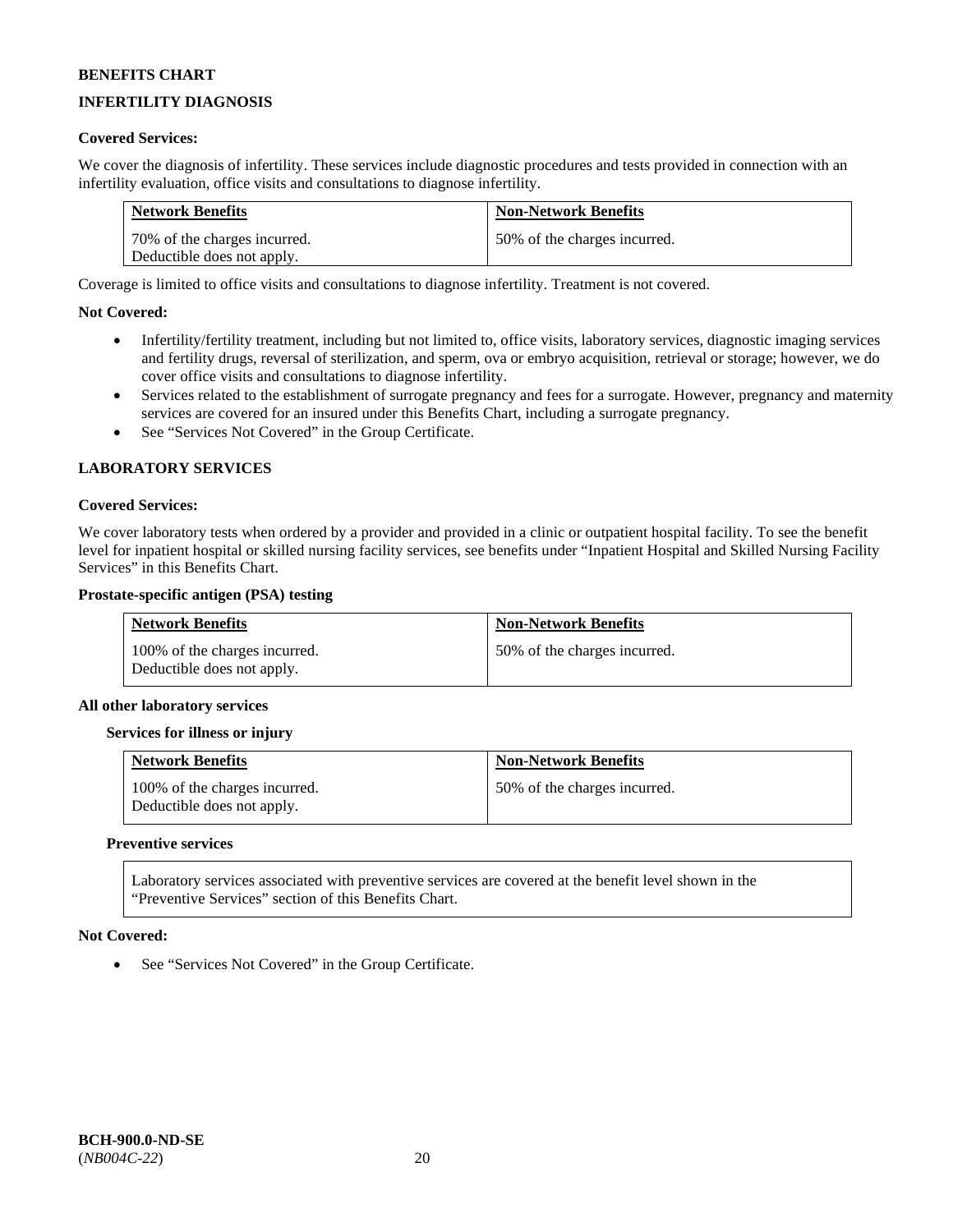**BENEFITS CHART**

**INFERTILITY DIAGNOSIS**

**Covered Services:**

We cover the diagnosis of infertility. These services include diagnostic procedures and tests provided in connection with an infertility evaluation, office visits and consultations to diagnose infertility.

| Network Benefits | Non-Network Benefits |
|---|---|
| 70% of the charges incurred. Deductible does not apply. | 50% of the charges incurred. |

Coverage is limited to office visits and consultations to diagnose infertility. Treatment is not covered.

**Not Covered:**

- Infertility/fertility treatment, including but not limited to, office visits, laboratory services, diagnostic imaging services and fertility drugs, reversal of sterilization, and sperm, ova or embryo acquisition, retrieval or storage; however, we do cover office visits and consultations to diagnose infertility.
- Services related to the establishment of surrogate pregnancy and fees for a surrogate. However, pregnancy and maternity services are covered for an insured under this Benefits Chart, including a surrogate pregnancy.
- See "Services Not Covered" in the Group Certificate.

**LABORATORY SERVICES**

**Covered Services:**

We cover laboratory tests when ordered by a provider and provided in a clinic or outpatient hospital facility. To see the benefit level for inpatient hospital or skilled nursing facility services, see benefits under "Inpatient Hospital and Skilled Nursing Facility Services" in this Benefits Chart.

**Prostate-specific antigen (PSA) testing**

| Network Benefits | Non-Network Benefits |
|---|---|
| 100% of the charges incurred. Deductible does not apply. | 50% of the charges incurred. |

**All other laboratory services**

**Services for illness or injury**

| Network Benefits | Non-Network Benefits |
|---|---|
| 100% of the charges incurred. Deductible does not apply. | 50% of the charges incurred. |

**Preventive services**

Laboratory services associated with preventive services are covered at the benefit level shown in the "Preventive Services" section of this Benefits Chart.

**Not Covered:**

- See "Services Not Covered" in the Group Certificate.

**BCH-900.0-ND-SE**
(*NB004C-22*)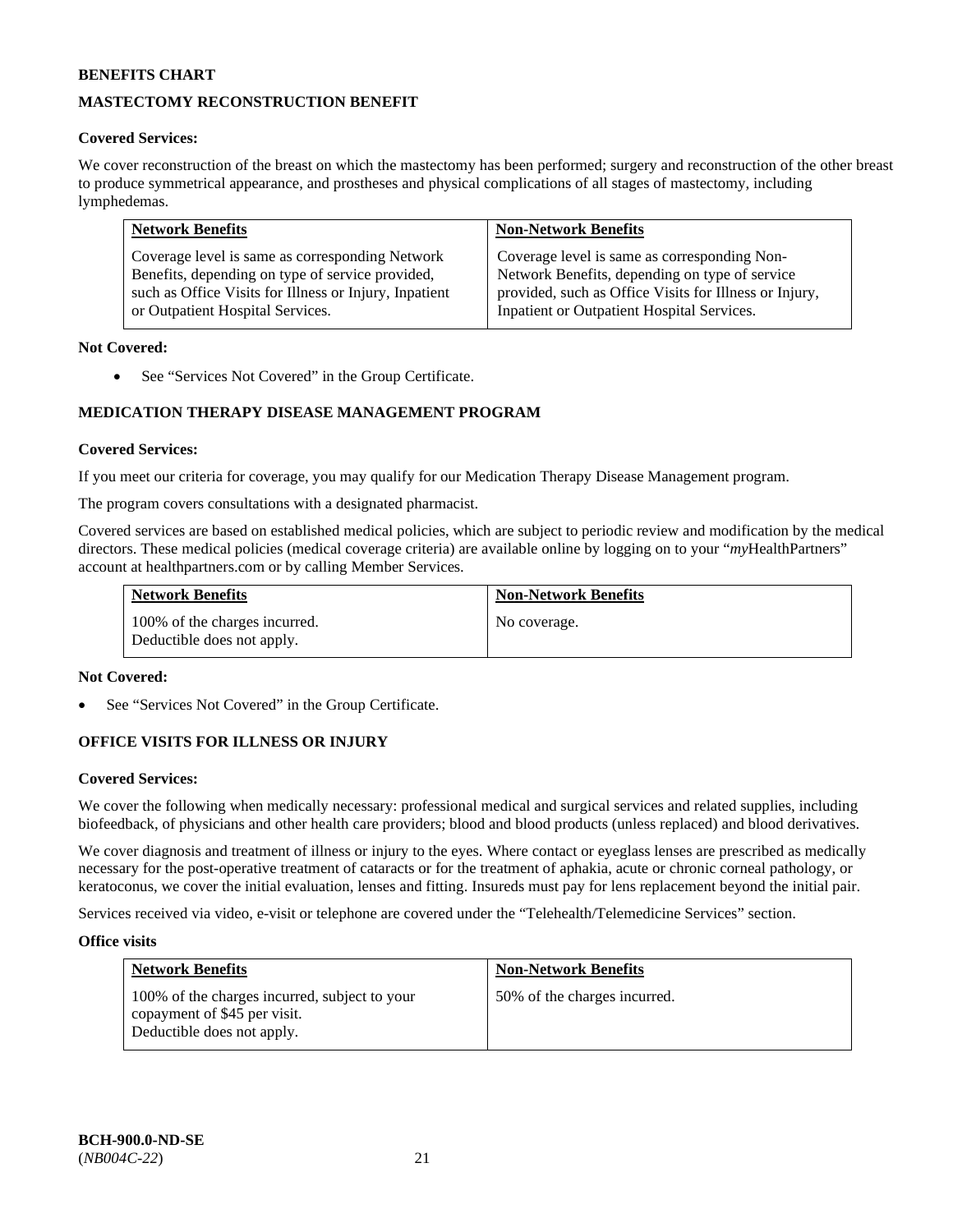**BENEFITS CHART**

## MASTECTOMY RECONSTRUCTION BENEFIT

**Covered Services:**

We cover reconstruction of the breast on which the mastectomy has been performed; surgery and reconstruction of the other breast to produce symmetrical appearance, and prostheses and physical complications of all stages of mastectomy, including lymphedemas.

| Network Benefits | Non-Network Benefits |
|---|---|
| Coverage level is same as corresponding Network Benefits, depending on type of service provided, such as Office Visits for Illness or Injury, Inpatient or Outpatient Hospital Services. | Coverage level is same as corresponding Non-Network Benefits, depending on type of service provided, such as Office Visits for Illness or Injury, Inpatient or Outpatient Hospital Services. |

**Not Covered:**

- See "Services Not Covered" in the Group Certificate.

## MEDICATION THERAPY DISEASE MANAGEMENT PROGRAM

**Covered Services:**

If you meet our criteria for coverage, you may qualify for our Medication Therapy Disease Management program.

The program covers consultations with a designated pharmacist.

Covered services are based on established medical policies, which are subject to periodic review and modification by the medical directors. These medical policies (medical coverage criteria) are available online by logging on to your "*my*HealthPartners" account at healthpartners.com or by calling Member Services.

| Network Benefits | Non-Network Benefits |
|---|---|
| 100% of the charges incurred. Deductible does not apply. | No coverage. |

**Not Covered:**

- See "Services Not Covered" in the Group Certificate.

## OFFICE VISITS FOR ILLNESS OR INJURY

**Covered Services:**

We cover the following when medically necessary: professional medical and surgical services and related supplies, including biofeedback, of physicians and other health care providers; blood and blood products (unless replaced) and blood derivatives.

We cover diagnosis and treatment of illness or injury to the eyes. Where contact or eyeglass lenses are prescribed as medically necessary for the post-operative treatment of cataracts or for the treatment of aphakia, acute or chronic corneal pathology, or keratoconus, we cover the initial evaluation, lenses and fitting. Insureds must pay for lens replacement beyond the initial pair.

Services received via video, e-visit or telephone are covered under the "Telehealth/Telemedicine Services" section.

**Office visits**

| Network Benefits | Non-Network Benefits |
|---|---|
| 100% of the charges incurred, subject to your copayment of $45 per visit. Deductible does not apply. | 50% of the charges incurred. |

**BCH-900.0-ND-SE**
(*NB004C-22*)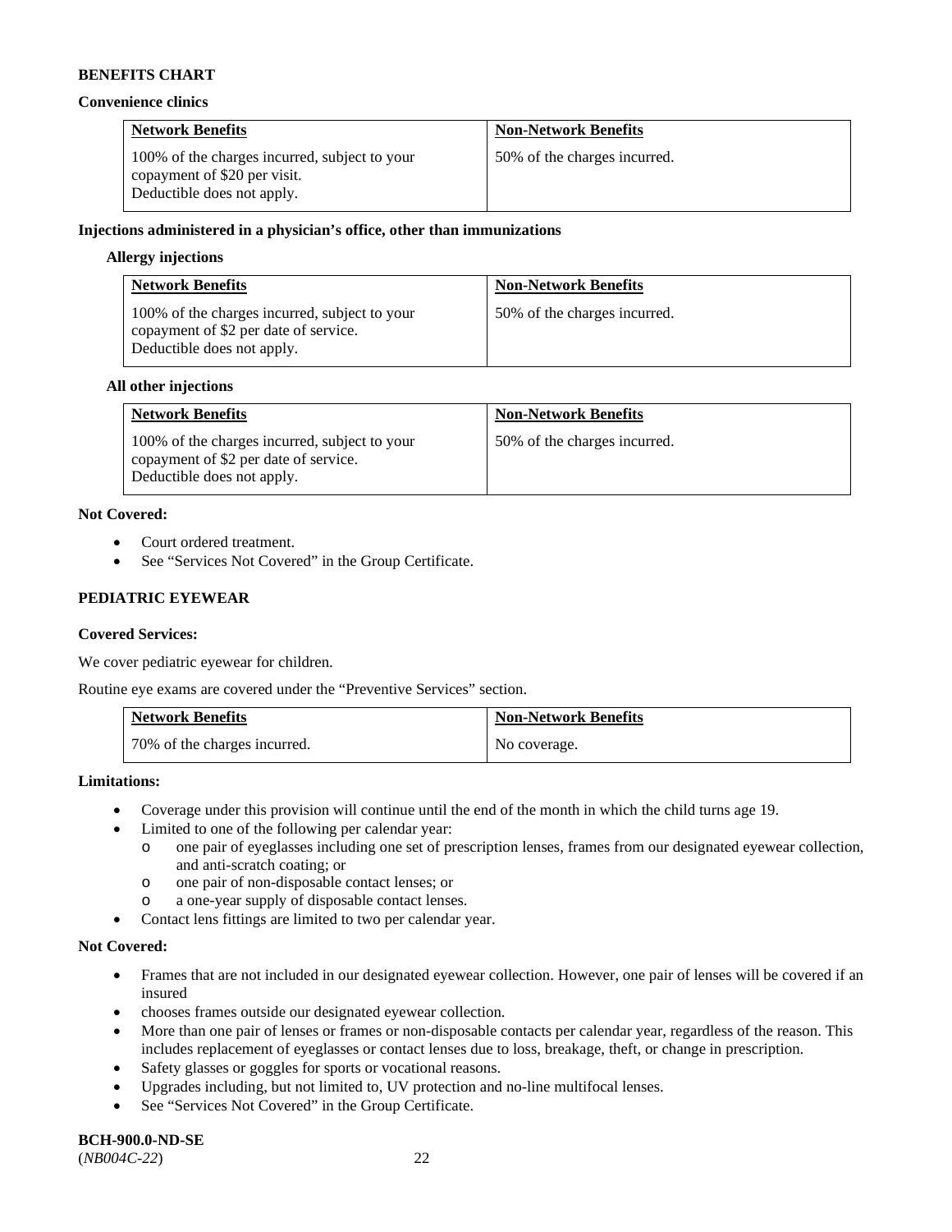**BENEFITS CHART**

**Convenience clinics**

| Network Benefits | Non-Network Benefits |
|---|---|
| 100% of the charges incurred, subject to your copayment of $20 per visit. Deductible does not apply. | 50% of the charges incurred. |

**Injections administered in a physician's office, other than immunizations**

**Allergy injections**

| Network Benefits | Non-Network Benefits |
|---|---|
| 100% of the charges incurred, subject to your copayment of $2 per date of service. Deductible does not apply. | 50% of the charges incurred. |

**All other injections**

| Network Benefits | Non-Network Benefits |
|---|---|
| 100% of the charges incurred, subject to your copayment of $2 per date of service. Deductible does not apply. | 50% of the charges incurred. |

**Not Covered:**

- Court ordered treatment.
- See "Services Not Covered" in the Group Certificate.

**PEDIATRIC EYEWEAR**

**Covered Services:**

We cover pediatric eyewear for children.

Routine eye exams are covered under the "Preventive Services" section.

| Network Benefits | Non-Network Benefits |
|---|---|
| 70% of the charges incurred. | No coverage. |

**Limitations:**

- Coverage under this provision will continue until the end of the month in which the child turns age 19.
- Limited to one of the following per calendar year:
  - one pair of eyeglasses including one set of prescription lenses, frames from our designated eyewear collection, and anti-scratch coating; or
  - one pair of non-disposable contact lenses; or
  - a one-year supply of disposable contact lenses.
- Contact lens fittings are limited to two per calendar year.

**Not Covered:**

- Frames that are not included in our designated eyewear collection. However, one pair of lenses will be covered if an insured
- chooses frames outside our designated eyewear collection.
- More than one pair of lenses or frames or non-disposable contacts per calendar year, regardless of the reason. This includes replacement of eyeglasses or contact lenses due to loss, breakage, theft, or change in prescription.
- Safety glasses or goggles for sports or vocational reasons.
- Upgrades including, but not limited to, UV protection and no-line multifocal lenses.
- See "Services Not Covered" in the Group Certificate.

**BCH-900.0-ND-SE**
(*NB004C-22*)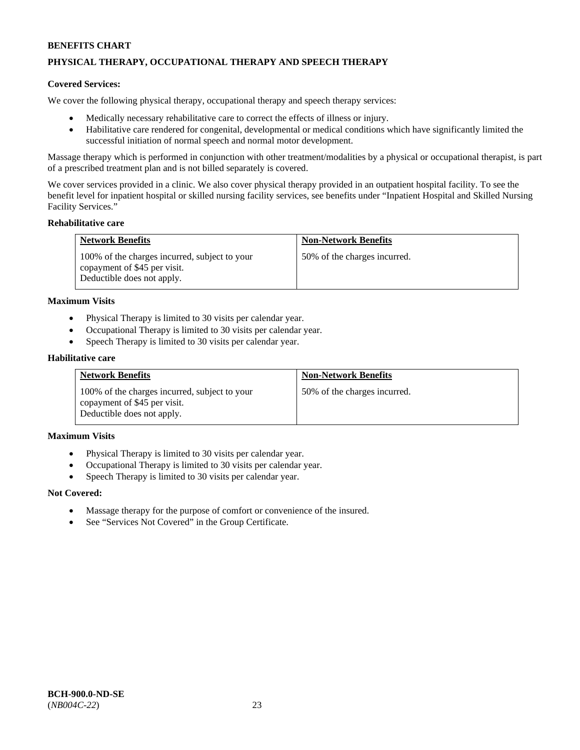**BENEFITS CHART**

**PHYSICAL THERAPY, OCCUPATIONAL THERAPY AND SPEECH THERAPY**

**Covered Services:**

We cover the following physical therapy, occupational therapy and speech therapy services:

- Medically necessary rehabilitative care to correct the effects of illness or injury.
- Habilitative care rendered for congenital, developmental or medical conditions which have significantly limited the successful initiation of normal speech and normal motor development.

Massage therapy which is performed in conjunction with other treatment/modalities by a physical or occupational therapist, is part of a prescribed treatment plan and is not billed separately is covered.

We cover services provided in a clinic. We also cover physical therapy provided in an outpatient hospital facility. To see the benefit level for inpatient hospital or skilled nursing facility services, see benefits under "Inpatient Hospital and Skilled Nursing Facility Services."

**Rehabilitative care**

| Network Benefits | Non-Network Benefits |
|---|---|
| 100% of the charges incurred, subject to your copayment of $45 per visit. Deductible does not apply. | 50% of the charges incurred. |

**Maximum Visits**

- Physical Therapy is limited to 30 visits per calendar year.
- Occupational Therapy is limited to 30 visits per calendar year.
- Speech Therapy is limited to 30 visits per calendar year.

**Habilitative care**

| Network Benefits | Non-Network Benefits |
|---|---|
| 100% of the charges incurred, subject to your copayment of $45 per visit. Deductible does not apply. | 50% of the charges incurred. |

**Maximum Visits**

- Physical Therapy is limited to 30 visits per calendar year.
- Occupational Therapy is limited to 30 visits per calendar year.
- Speech Therapy is limited to 30 visits per calendar year.

**Not Covered:**

- Massage therapy for the purpose of comfort or convenience of the insured.
- See "Services Not Covered" in the Group Certificate.

**BCH-900.0-ND-SE**
(*NB004C-22*)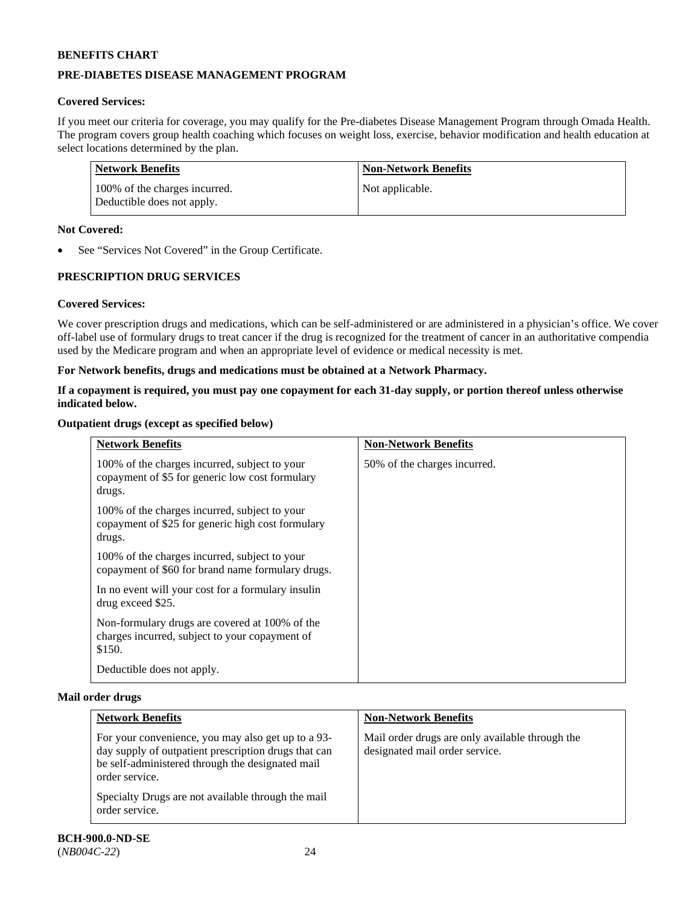**BENEFITS CHART**

**PRE-DIABETES DISEASE MANAGEMENT PROGRAM**

**Covered Services:**

If you meet our criteria for coverage, you may qualify for the Pre-diabetes Disease Management Program through Omada Health. The program covers group health coaching which focuses on weight loss, exercise, behavior modification and health education at select locations determined by the plan.

| Network Benefits | Non-Network Benefits |
|---|---|
| 100% of the charges incurred.<br>Deductible does not apply. | Not applicable. |

**Not Covered:**

- See "Services Not Covered" in the Group Certificate.

**PRESCRIPTION DRUG SERVICES**

**Covered Services:**

We cover prescription drugs and medications, which can be self-administered or are administered in a physician's office. We cover off-label use of formulary drugs to treat cancer if the drug is recognized for the treatment of cancer in an authoritative compendia used by the Medicare program and when an appropriate level of evidence or medical necessity is met.

**For Network benefits, drugs and medications must be obtained at a Network Pharmacy.**

**If a copayment is required, you must pay one copayment for each 31-day supply, or portion thereof unless otherwise indicated below.**

**Outpatient drugs (except as specified below)**

| Network Benefits | Non-Network Benefits |
|---|---|
| 100% of the charges incurred, subject to your copayment of $5 for generic low cost formulary drugs.<br><br>100% of the charges incurred, subject to your copayment of $25 for generic high cost formulary drugs.<br><br>100% of the charges incurred, subject to your copayment of $60 for brand name formulary drugs.<br><br>In no event will your cost for a formulary insulin drug exceed $25.<br><br>Non-formulary drugs are covered at 100% of the charges incurred, subject to your copayment of $150.<br><br>Deductible does not apply. | 50% of the charges incurred. |

**Mail order drugs**

| Network Benefits | Non-Network Benefits |
|---|---|
| For your convenience, you may also get up to a 93-day supply of outpatient prescription drugs that can be self-administered through the designated mail order service.<br><br>Specialty Drugs are not available through the mail order service. | Mail order drugs are only available through the designated mail order service. |

**BCH-900.0-ND-SE**
(*NB004C-22*)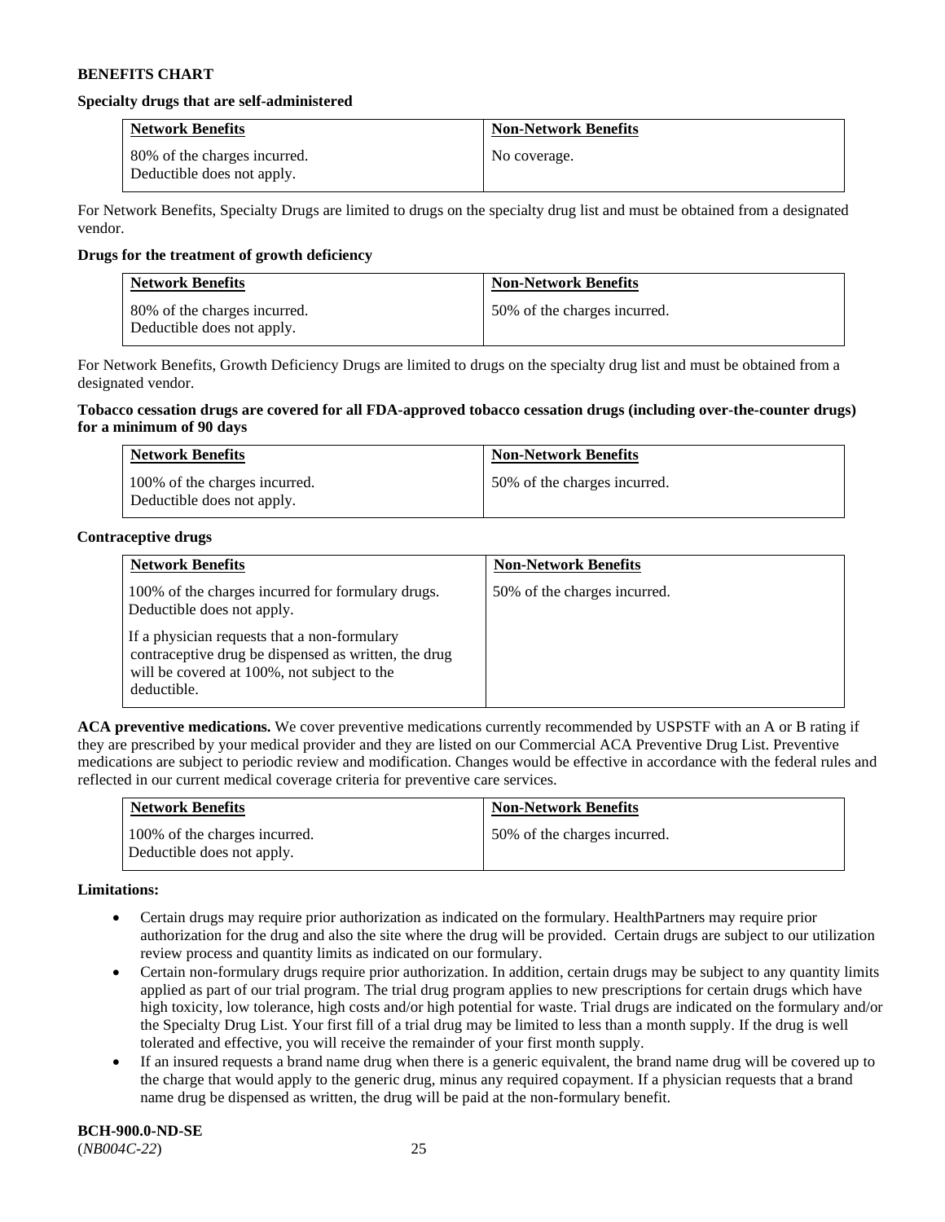**BENEFITS CHART**

**Specialty drugs that are self-administered**

| Network Benefits | Non-Network Benefits |
|---|---|
| 80% of the charges incurred. Deductible does not apply. | No coverage. |

For Network Benefits, Specialty Drugs are limited to drugs on the specialty drug list and must be obtained from a designated vendor.

**Drugs for the treatment of growth deficiency**

| Network Benefits | Non-Network Benefits |
|---|---|
| 80% of the charges incurred. Deductible does not apply. | 50% of the charges incurred. |

For Network Benefits, Growth Deficiency Drugs are limited to drugs on the specialty drug list and must be obtained from a designated vendor.

**Tobacco cessation drugs are covered for all FDA-approved tobacco cessation drugs (including over-the-counter drugs) for a minimum of 90 days**

| Network Benefits | Non-Network Benefits |
|---|---|
| 100% of the charges incurred. Deductible does not apply. | 50% of the charges incurred. |

**Contraceptive drugs**

| Network Benefits | Non-Network Benefits |
|---|---|
| 100% of the charges incurred for formulary drugs. Deductible does not apply. If a physician requests that a non-formulary contraceptive drug be dispensed as written, the drug will be covered at 100%, not subject to the deductible. | 50% of the charges incurred. |

**ACA preventive medications.** We cover preventive medications currently recommended by USPSTF with an A or B rating if they are prescribed by your medical provider and they are listed on our Commercial ACA Preventive Drug List. Preventive medications are subject to periodic review and modification. Changes would be effective in accordance with the federal rules and reflected in our current medical coverage criteria for preventive care services.

| Network Benefits | Non-Network Benefits |
|---|---|
| 100% of the charges incurred. Deductible does not apply. | 50% of the charges incurred. |

**Limitations:**

- Certain drugs may require prior authorization as indicated on the formulary. HealthPartners may require prior authorization for the drug and also the site where the drug will be provided. Certain drugs are subject to our utilization review process and quantity limits as indicated on our formulary.
- Certain non-formulary drugs require prior authorization. In addition, certain drugs may be subject to any quantity limits applied as part of our trial program. The trial drug program applies to new prescriptions for certain drugs which have high toxicity, low tolerance, high costs and/or high potential for waste. Trial drugs are indicated on the formulary and/or the Specialty Drug List. Your first fill of a trial drug may be limited to less than a month supply. If the drug is well tolerated and effective, you will receive the remainder of your first month supply.
- If an insured requests a brand name drug when there is a generic equivalent, the brand name drug will be covered up to the charge that would apply to the generic drug, minus any required copayment. If a physician requests that a brand name drug be dispensed as written, the drug will be paid at the non-formulary benefit.

**BCH-900.0-ND-SE**
(*NB004C-22*)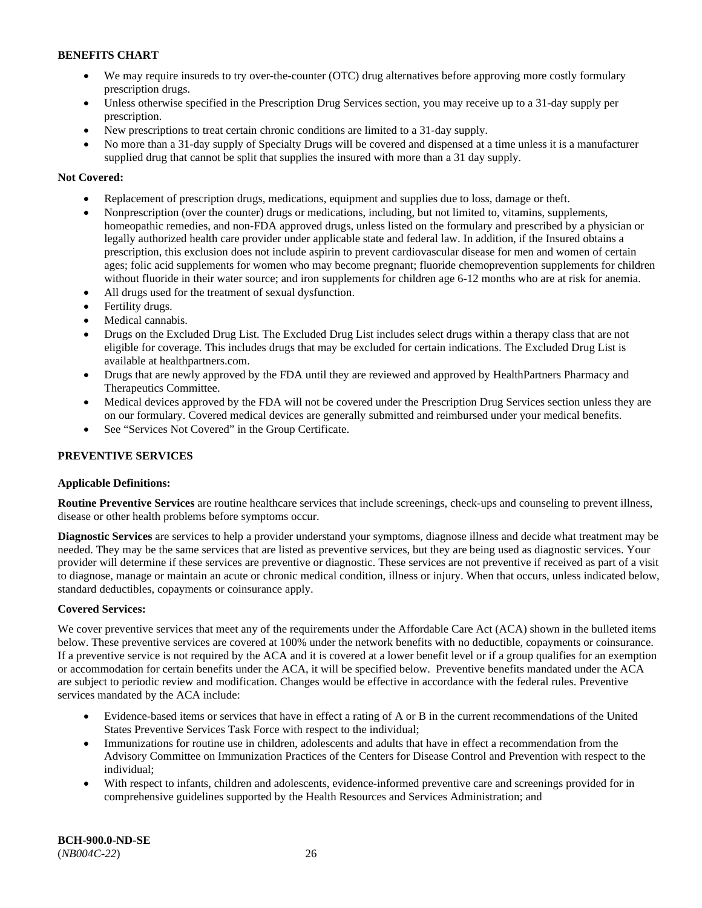**BENEFITS CHART**

- We may require insureds to try over-the-counter (OTC) drug alternatives before approving more costly formulary prescription drugs.
- Unless otherwise specified in the Prescription Drug Services section, you may receive up to a 31-day supply per prescription.
- New prescriptions to treat certain chronic conditions are limited to a 31-day supply.
- No more than a 31-day supply of Specialty Drugs will be covered and dispensed at a time unless it is a manufacturer supplied drug that cannot be split that supplies the insured with more than a 31 day supply.

**Not Covered:**

- Replacement of prescription drugs, medications, equipment and supplies due to loss, damage or theft.
- Nonprescription (over the counter) drugs or medications, including, but not limited to, vitamins, supplements, homeopathic remedies, and non-FDA approved drugs, unless listed on the formulary and prescribed by a physician or legally authorized health care provider under applicable state and federal law. In addition, if the Insured obtains a prescription, this exclusion does not include aspirin to prevent cardiovascular disease for men and women of certain ages; folic acid supplements for women who may become pregnant; fluoride chemoprevention supplements for children without fluoride in their water source; and iron supplements for children age 6-12 months who are at risk for anemia.
- All drugs used for the treatment of sexual dysfunction.
- Fertility drugs.
- Medical cannabis.
- Drugs on the Excluded Drug List. The Excluded Drug List includes select drugs within a therapy class that are not eligible for coverage. This includes drugs that may be excluded for certain indications. The Excluded Drug List is available at healthpartners.com.
- Drugs that are newly approved by the FDA until they are reviewed and approved by HealthPartners Pharmacy and Therapeutics Committee.
- Medical devices approved by the FDA will not be covered under the Prescription Drug Services section unless they are on our formulary. Covered medical devices are generally submitted and reimbursed under your medical benefits.
- See "Services Not Covered" in the Group Certificate.

**PREVENTIVE SERVICES**

**Applicable Definitions:**

**Routine Preventive Services** are routine healthcare services that include screenings, check-ups and counseling to prevent illness, disease or other health problems before symptoms occur.

**Diagnostic Services** are services to help a provider understand your symptoms, diagnose illness and decide what treatment may be needed. They may be the same services that are listed as preventive services, but they are being used as diagnostic services. Your provider will determine if these services are preventive or diagnostic. These services are not preventive if received as part of a visit to diagnose, manage or maintain an acute or chronic medical condition, illness or injury. When that occurs, unless indicated below, standard deductibles, copayments or coinsurance apply.

**Covered Services:**

We cover preventive services that meet any of the requirements under the Affordable Care Act (ACA) shown in the bulleted items below. These preventive services are covered at 100% under the network benefits with no deductible, copayments or coinsurance. If a preventive service is not required by the ACA and it is covered at a lower benefit level or if a group qualifies for an exemption or accommodation for certain benefits under the ACA, it will be specified below. Preventive benefits mandated under the ACA are subject to periodic review and modification. Changes would be effective in accordance with the federal rules. Preventive services mandated by the ACA include:

- Evidence-based items or services that have in effect a rating of A or B in the current recommendations of the United States Preventive Services Task Force with respect to the individual;
- Immunizations for routine use in children, adolescents and adults that have in effect a recommendation from the Advisory Committee on Immunization Practices of the Centers for Disease Control and Prevention with respect to the individual;
- With respect to infants, children and adolescents, evidence-informed preventive care and screenings provided for in comprehensive guidelines supported by the Health Resources and Services Administration; and

**BCH-900.0-ND-SE**
(*NB004C-22*)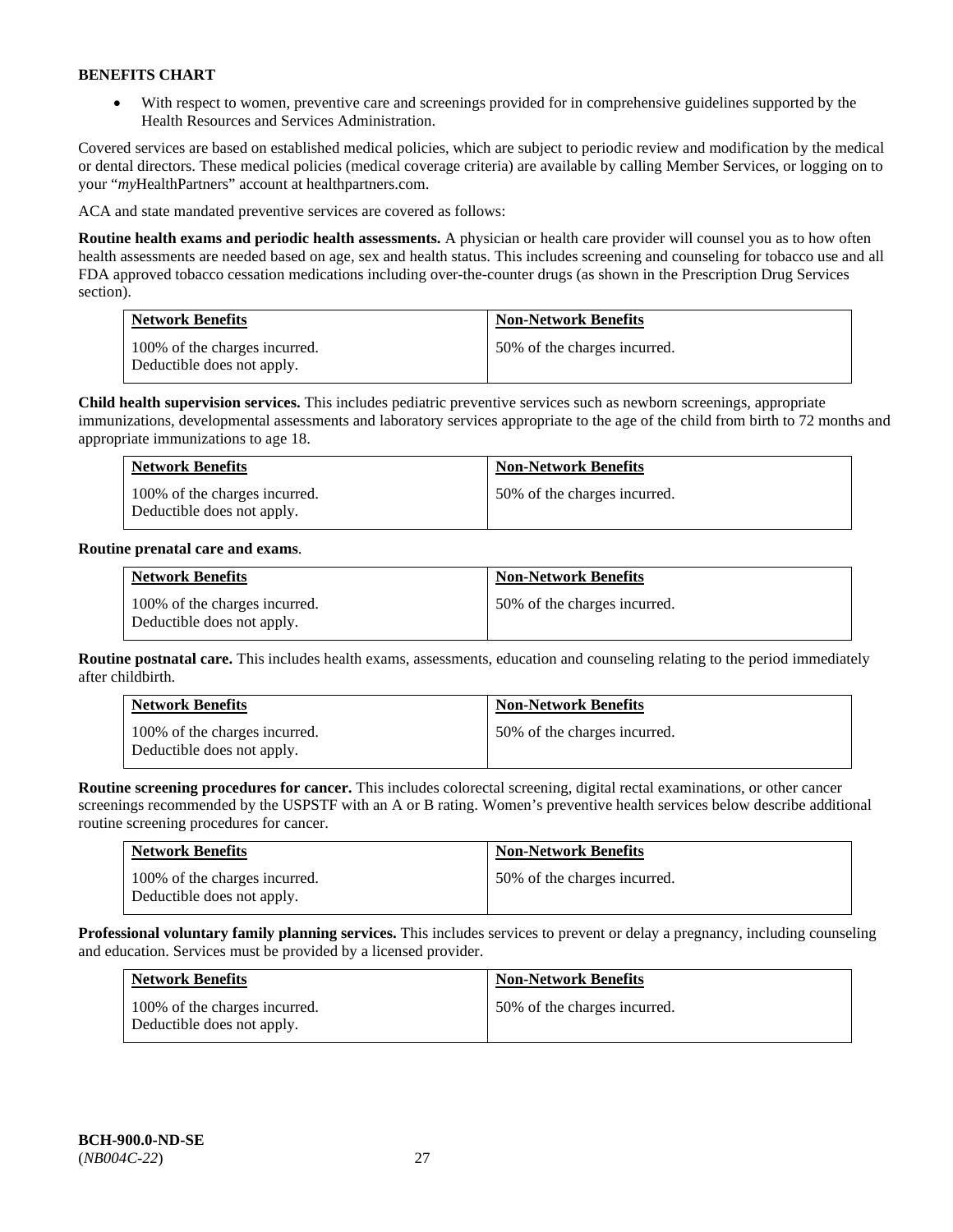**BENEFITS CHART**

- With respect to women, preventive care and screenings provided for in comprehensive guidelines supported by the Health Resources and Services Administration.

Covered services are based on established medical policies, which are subject to periodic review and modification by the medical or dental directors. These medical policies (medical coverage criteria) are available by calling Member Services, or logging on to your "*my*HealthPartners" account at healthpartners.com.

ACA and state mandated preventive services are covered as follows:

**Routine health exams and periodic health assessments.** A physician or health care provider will counsel you as to how often health assessments are needed based on age, sex and health status. This includes screening and counseling for tobacco use and all FDA approved tobacco cessation medications including over-the-counter drugs (as shown in the Prescription Drug Services section).

| Network Benefits | Non-Network Benefits |
|---|---|
| 100% of the charges incurred. Deductible does not apply. | 50% of the charges incurred. |

**Child health supervision services.** This includes pediatric preventive services such as newborn screenings, appropriate immunizations, developmental assessments and laboratory services appropriate to the age of the child from birth to 72 months and appropriate immunizations to age 18.

| Network Benefits | Non-Network Benefits |
|---|---|
| 100% of the charges incurred. Deductible does not apply. | 50% of the charges incurred. |

**Routine prenatal care and exams**.

| Network Benefits | Non-Network Benefits |
|---|---|
| 100% of the charges incurred. Deductible does not apply. | 50% of the charges incurred. |

**Routine postnatal care.** This includes health exams, assessments, education and counseling relating to the period immediately after childbirth.

| Network Benefits | Non-Network Benefits |
|---|---|
| 100% of the charges incurred. Deductible does not apply. | 50% of the charges incurred. |

**Routine screening procedures for cancer.** This includes colorectal screening, digital rectal examinations, or other cancer screenings recommended by the USPSTF with an A or B rating. Women's preventive health services below describe additional routine screening procedures for cancer.

| Network Benefits | Non-Network Benefits |
|---|---|
| 100% of the charges incurred. Deductible does not apply. | 50% of the charges incurred. |

**Professional voluntary family planning services.** This includes services to prevent or delay a pregnancy, including counseling and education. Services must be provided by a licensed provider.

| Network Benefits | Non-Network Benefits |
|---|---|
| 100% of the charges incurred. Deductible does not apply. | 50% of the charges incurred. |

**BCH-900.0-ND-SE**
(*NB004C-22*)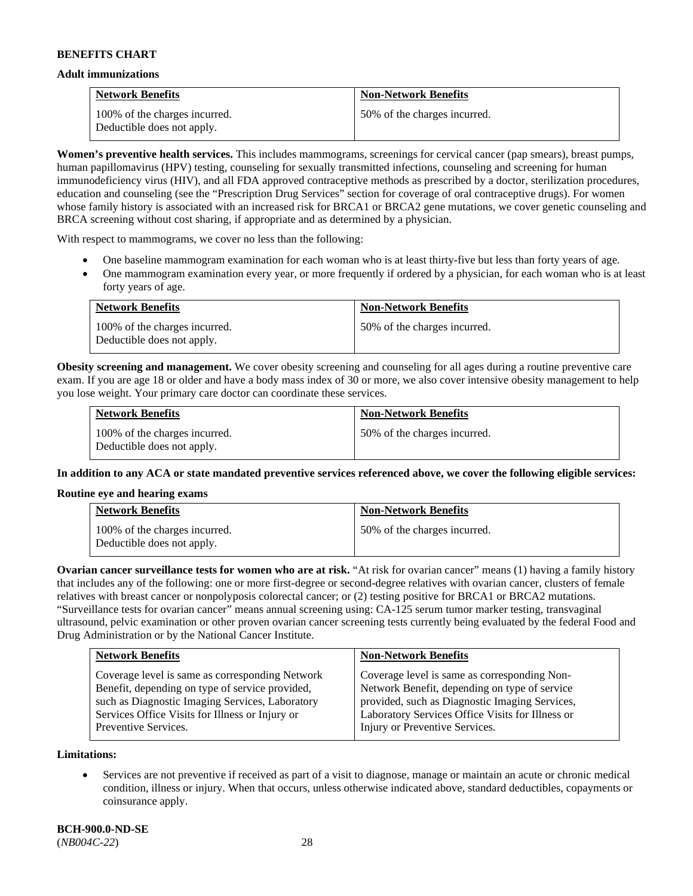**BENEFITS CHART**

**Adult immunizations**

| Network Benefits | Non-Network Benefits |
|---|---|
| 100% of the charges incurred. Deductible does not apply. | 50% of the charges incurred. |

**Women's preventive health services.** This includes mammograms, screenings for cervical cancer (pap smears), breast pumps, human papillomavirus (HPV) testing, counseling for sexually transmitted infections, counseling and screening for human immunodeficiency virus (HIV), and all FDA approved contraceptive methods as prescribed by a doctor, sterilization procedures, education and counseling (see the "Prescription Drug Services" section for coverage of oral contraceptive drugs). For women whose family history is associated with an increased risk for BRCA1 or BRCA2 gene mutations, we cover genetic counseling and BRCA screening without cost sharing, if appropriate and as determined by a physician.

With respect to mammograms, we cover no less than the following:

- One baseline mammogram examination for each woman who is at least thirty-five but less than forty years of age.
- One mammogram examination every year, or more frequently if ordered by a physician, for each woman who is at least forty years of age.

| Network Benefits | Non-Network Benefits |
|---|---|
| 100% of the charges incurred. Deductible does not apply. | 50% of the charges incurred. |

**Obesity screening and management.** We cover obesity screening and counseling for all ages during a routine preventive care exam. If you are age 18 or older and have a body mass index of 30 or more, we also cover intensive obesity management to help you lose weight. Your primary care doctor can coordinate these services.

| Network Benefits | Non-Network Benefits |
|---|---|
| 100% of the charges incurred. Deductible does not apply. | 50% of the charges incurred. |

**In addition to any ACA or state mandated preventive services referenced above, we cover the following eligible services:**

**Routine eye and hearing exams**

| Network Benefits | Non-Network Benefits |
|---|---|
| 100% of the charges incurred. Deductible does not apply. | 50% of the charges incurred. |

**Ovarian cancer surveillance tests for women who are at risk.** "At risk for ovarian cancer" means (1) having a family history that includes any of the following: one or more first-degree or second-degree relatives with ovarian cancer, clusters of female relatives with breast cancer or nonpolyposis colorectal cancer; or (2) testing positive for BRCA1 or BRCA2 mutations. "Surveillance tests for ovarian cancer" means annual screening using: CA-125 serum tumor marker testing, transvaginal ultrasound, pelvic examination or other proven ovarian cancer screening tests currently being evaluated by the federal Food and Drug Administration or by the National Cancer Institute.

| Network Benefits | Non-Network Benefits |
|---|---|
| Coverage level is same as corresponding Network Benefit, depending on type of service provided, such as Diagnostic Imaging Services, Laboratory Services Office Visits for Illness or Injury or Preventive Services. | Coverage level is same as corresponding Non-Network Benefit, depending on type of service provided, such as Diagnostic Imaging Services, Laboratory Services Office Visits for Illness or Injury or Preventive Services. |

**Limitations:**

- Services are not preventive if received as part of a visit to diagnose, manage or maintain an acute or chronic medical condition, illness or injury. When that occurs, unless otherwise indicated above, standard deductibles, copayments or coinsurance apply.

**BCH-900.0-ND-SE**
(*NB004C-22*)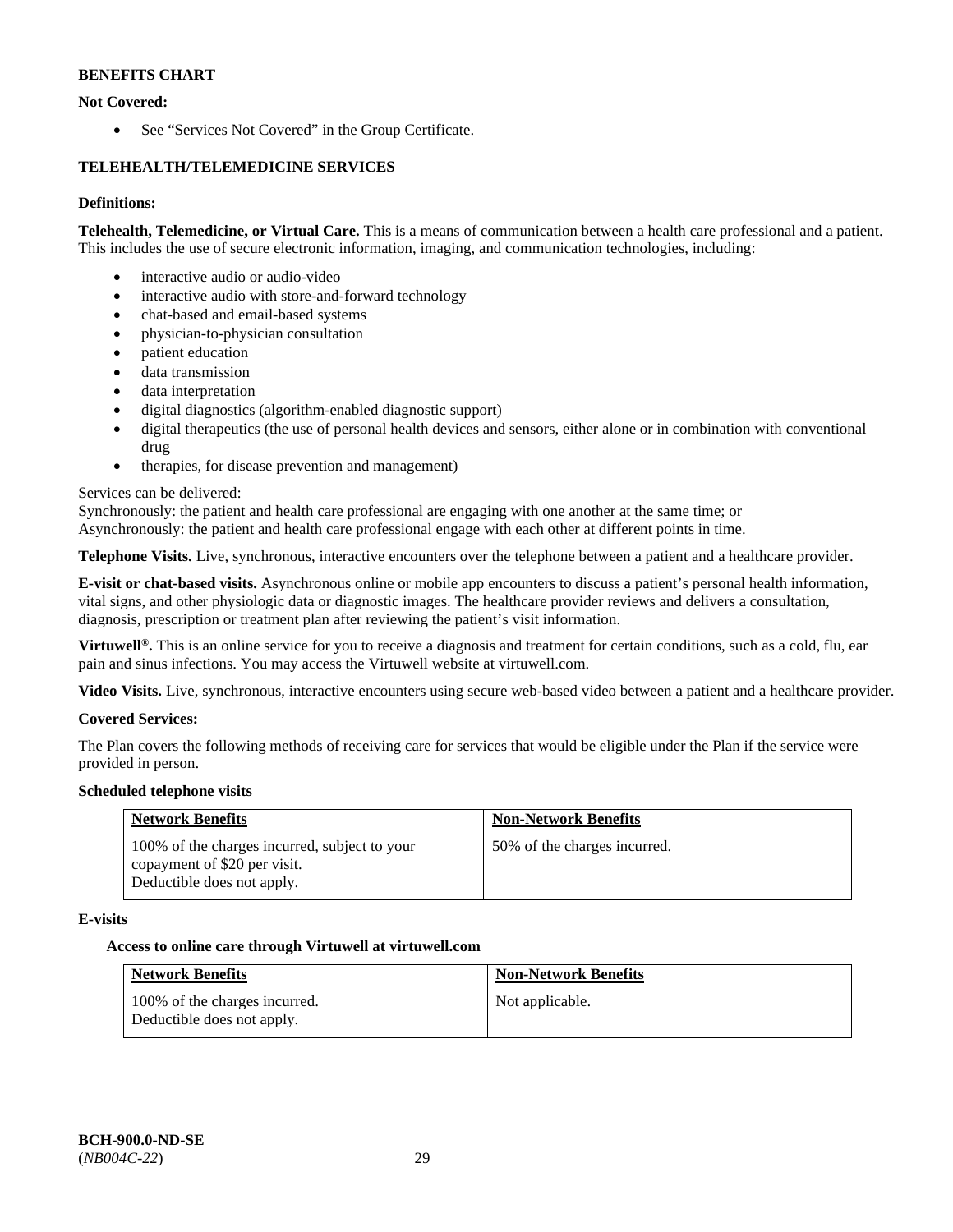**BENEFITS CHART**

**Not Covered:**

- See "Services Not Covered" in the Group Certificate.

**TELEHEALTH/TELEMEDICINE SERVICES**

**Definitions:**

**Telehealth, Telemedicine, or Virtual Care.** This is a means of communication between a health care professional and a patient. This includes the use of secure electronic information, imaging, and communication technologies, including:

- interactive audio or audio-video
- interactive audio with store-and-forward technology
- chat-based and email-based systems
- physician-to-physician consultation
- patient education
- data transmission
- data interpretation
- digital diagnostics (algorithm-enabled diagnostic support)
- digital therapeutics (the use of personal health devices and sensors, either alone or in combination with conventional drug
- therapies, for disease prevention and management)

Services can be delivered:
Synchronously: the patient and health care professional are engaging with one another at the same time; or
Asynchronously: the patient and health care professional engage with each other at different points in time.

**Telephone Visits.** Live, synchronous, interactive encounters over the telephone between a patient and a healthcare provider.

**E-visit or chat-based visits.** Asynchronous online or mobile app encounters to discuss a patient's personal health information, vital signs, and other physiologic data or diagnostic images. The healthcare provider reviews and delivers a consultation, diagnosis, prescription or treatment plan after reviewing the patient's visit information.

**Virtuwell®.** This is an online service for you to receive a diagnosis and treatment for certain conditions, such as a cold, flu, ear pain and sinus infections. You may access the Virtuwell website at virtuwell.com.

**Video Visits.** Live, synchronous, interactive encounters using secure web-based video between a patient and a healthcare provider.

**Covered Services:**

The Plan covers the following methods of receiving care for services that would be eligible under the Plan if the service were provided in person.

**Scheduled telephone visits**

| Network Benefits | Non-Network Benefits |
| --- | --- |
| 100% of the charges incurred, subject to your copayment of $20 per visit. Deductible does not apply. | 50% of the charges incurred. |

**E-visits**

**Access to online care through Virtuwell at virtuwell.com**

| Network Benefits | Non-Network Benefits |
| --- | --- |
| 100% of the charges incurred. Deductible does not apply. | Not applicable. |

**BCH-900.0-ND-SE**
(*NB004C-22*)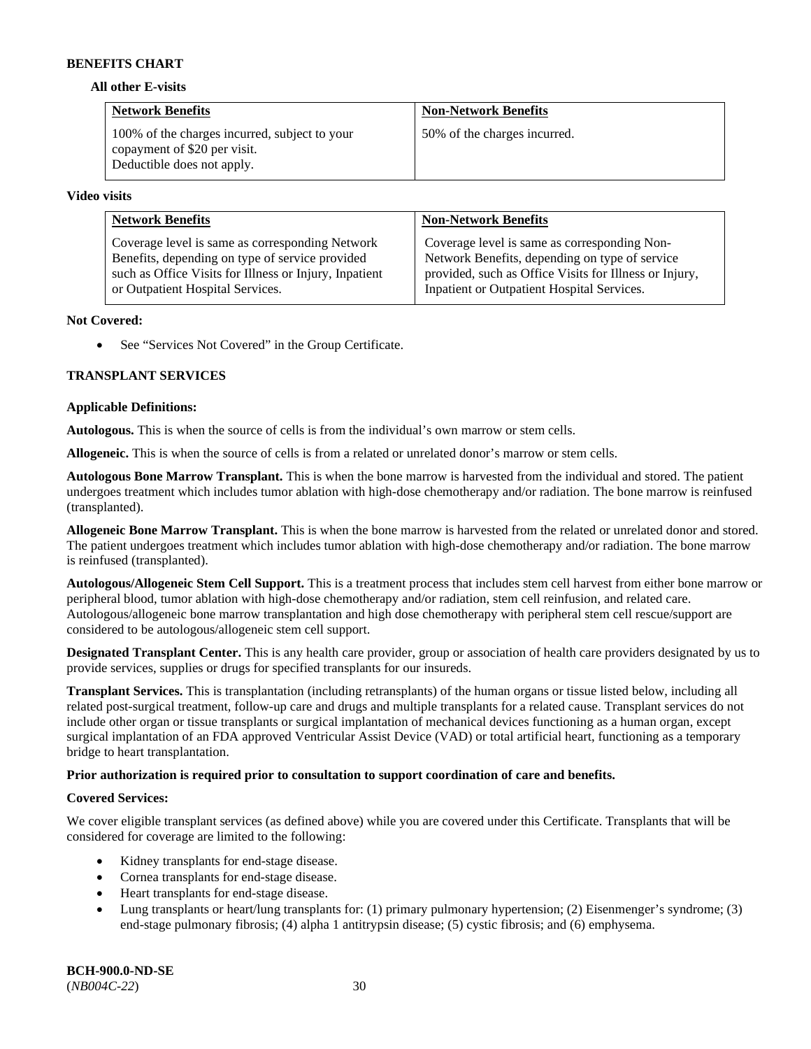**BENEFITS CHART**

**All other E-visits**

| Network Benefits | Non-Network Benefits |
| --- | --- |
| 100% of the charges incurred, subject to your copayment of $20 per visit. Deductible does not apply. | 50% of the charges incurred. |

**Video visits**

| Network Benefits | Non-Network Benefits |
| --- | --- |
| Coverage level is same as corresponding Network Benefits, depending on type of service provided such as Office Visits for Illness or Injury, Inpatient or Outpatient Hospital Services. | Coverage level is same as corresponding Non-Network Benefits, depending on type of service provided, such as Office Visits for Illness or Injury, Inpatient or Outpatient Hospital Services. |

**Not Covered:**

- See "Services Not Covered" in the Group Certificate.

**TRANSPLANT SERVICES**

**Applicable Definitions:**

**Autologous.** This is when the source of cells is from the individual's own marrow or stem cells.

**Allogeneic.** This is when the source of cells is from a related or unrelated donor's marrow or stem cells.

**Autologous Bone Marrow Transplant.** This is when the bone marrow is harvested from the individual and stored. The patient undergoes treatment which includes tumor ablation with high-dose chemotherapy and/or radiation. The bone marrow is reinfused (transplanted).

**Allogeneic Bone Marrow Transplant.** This is when the bone marrow is harvested from the related or unrelated donor and stored. The patient undergoes treatment which includes tumor ablation with high-dose chemotherapy and/or radiation. The bone marrow is reinfused (transplanted).

**Autologous/Allogeneic Stem Cell Support.** This is a treatment process that includes stem cell harvest from either bone marrow or peripheral blood, tumor ablation with high-dose chemotherapy and/or radiation, stem cell reinfusion, and related care. Autologous/allogeneic bone marrow transplantation and high dose chemotherapy with peripheral stem cell rescue/support are considered to be autologous/allogeneic stem cell support.

**Designated Transplant Center.** This is any health care provider, group or association of health care providers designated by us to provide services, supplies or drugs for specified transplants for our insureds.

**Transplant Services.** This is transplantation (including retransplants) of the human organs or tissue listed below, including all related post-surgical treatment, follow-up care and drugs and multiple transplants for a related cause. Transplant services do not include other organ or tissue transplants or surgical implantation of mechanical devices functioning as a human organ, except surgical implantation of an FDA approved Ventricular Assist Device (VAD) or total artificial heart, functioning as a temporary bridge to heart transplantation.

**Prior authorization is required prior to consultation to support coordination of care and benefits.**

**Covered Services:**

We cover eligible transplant services (as defined above) while you are covered under this Certificate. Transplants that will be considered for coverage are limited to the following:

- Kidney transplants for end-stage disease.
- Cornea transplants for end-stage disease.
- Heart transplants for end-stage disease.
- Lung transplants or heart/lung transplants for: (1) primary pulmonary hypertension; (2) Eisenmenger's syndrome; (3) end-stage pulmonary fibrosis; (4) alpha 1 antitrypsin disease; (5) cystic fibrosis; and (6) emphysema.

**BCH-900.0-ND-SE**
(*NB004C-22*)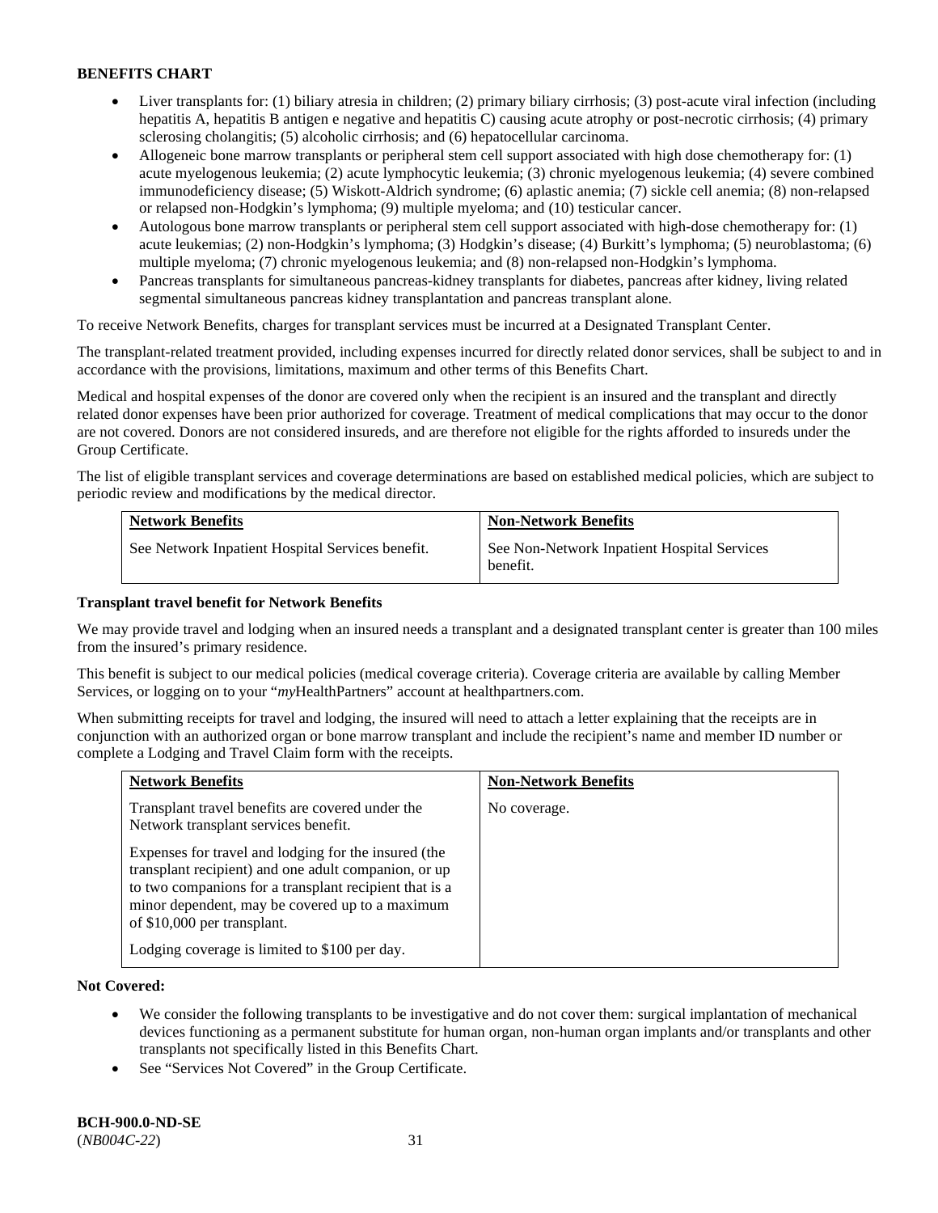**BENEFITS CHART**

- Liver transplants for: (1) biliary atresia in children; (2) primary biliary cirrhosis; (3) post-acute viral infection (including hepatitis A, hepatitis B antigen e negative and hepatitis C) causing acute atrophy or post-necrotic cirrhosis; (4) primary sclerosing cholangitis; (5) alcoholic cirrhosis; and (6) hepatocellular carcinoma.
- Allogeneic bone marrow transplants or peripheral stem cell support associated with high dose chemotherapy for: (1) acute myelogenous leukemia; (2) acute lymphocytic leukemia; (3) chronic myelogenous leukemia; (4) severe combined immunodeficiency disease; (5) Wiskott-Aldrich syndrome; (6) aplastic anemia; (7) sickle cell anemia; (8) non-relapsed or relapsed non-Hodgkin's lymphoma; (9) multiple myeloma; and (10) testicular cancer.
- Autologous bone marrow transplants or peripheral stem cell support associated with high-dose chemotherapy for: (1) acute leukemias; (2) non-Hodgkin's lymphoma; (3) Hodgkin's disease; (4) Burkitt's lymphoma; (5) neuroblastoma; (6) multiple myeloma; (7) chronic myelogenous leukemia; and (8) non-relapsed non-Hodgkin's lymphoma.
- Pancreas transplants for simultaneous pancreas-kidney transplants for diabetes, pancreas after kidney, living related segmental simultaneous pancreas kidney transplantation and pancreas transplant alone.

To receive Network Benefits, charges for transplant services must be incurred at a Designated Transplant Center.

The transplant-related treatment provided, including expenses incurred for directly related donor services, shall be subject to and in accordance with the provisions, limitations, maximum and other terms of this Benefits Chart.

Medical and hospital expenses of the donor are covered only when the recipient is an insured and the transplant and directly related donor expenses have been prior authorized for coverage. Treatment of medical complications that may occur to the donor are not covered. Donors are not considered insureds, and are therefore not eligible for the rights afforded to insureds under the Group Certificate.

The list of eligible transplant services and coverage determinations are based on established medical policies, which are subject to periodic review and modifications by the medical director.

| Network Benefits | Non-Network Benefits |
|---|---|
| See Network Inpatient Hospital Services benefit. | See Non-Network Inpatient Hospital Services benefit. |

**Transplant travel benefit for Network Benefits**

We may provide travel and lodging when an insured needs a transplant and a designated transplant center is greater than 100 miles from the insured's primary residence.

This benefit is subject to our medical policies (medical coverage criteria). Coverage criteria are available by calling Member Services, or logging on to your "*my*HealthPartners" account at healthpartners.com.

When submitting receipts for travel and lodging, the insured will need to attach a letter explaining that the receipts are in conjunction with an authorized organ or bone marrow transplant and include the recipient's name and member ID number or complete a Lodging and Travel Claim form with the receipts.

| Network Benefits | Non-Network Benefits |
|---|---|
| Transplant travel benefits are covered under the Network transplant services benefit.<br><br>Expenses for travel and lodging for the insured (the transplant recipient) and one adult companion, or up to two companions for a transplant recipient that is a minor dependent, may be covered up to a maximum of $10,000 per transplant.<br><br>Lodging coverage is limited to $100 per day. | No coverage. |

**Not Covered:**

- We consider the following transplants to be investigative and do not cover them: surgical implantation of mechanical devices functioning as a permanent substitute for human organ, non-human organ implants and/or transplants and other transplants not specifically listed in this Benefits Chart.
- See "Services Not Covered" in the Group Certificate.

**BCH-900.0-ND-SE**
(*NB004C-22*)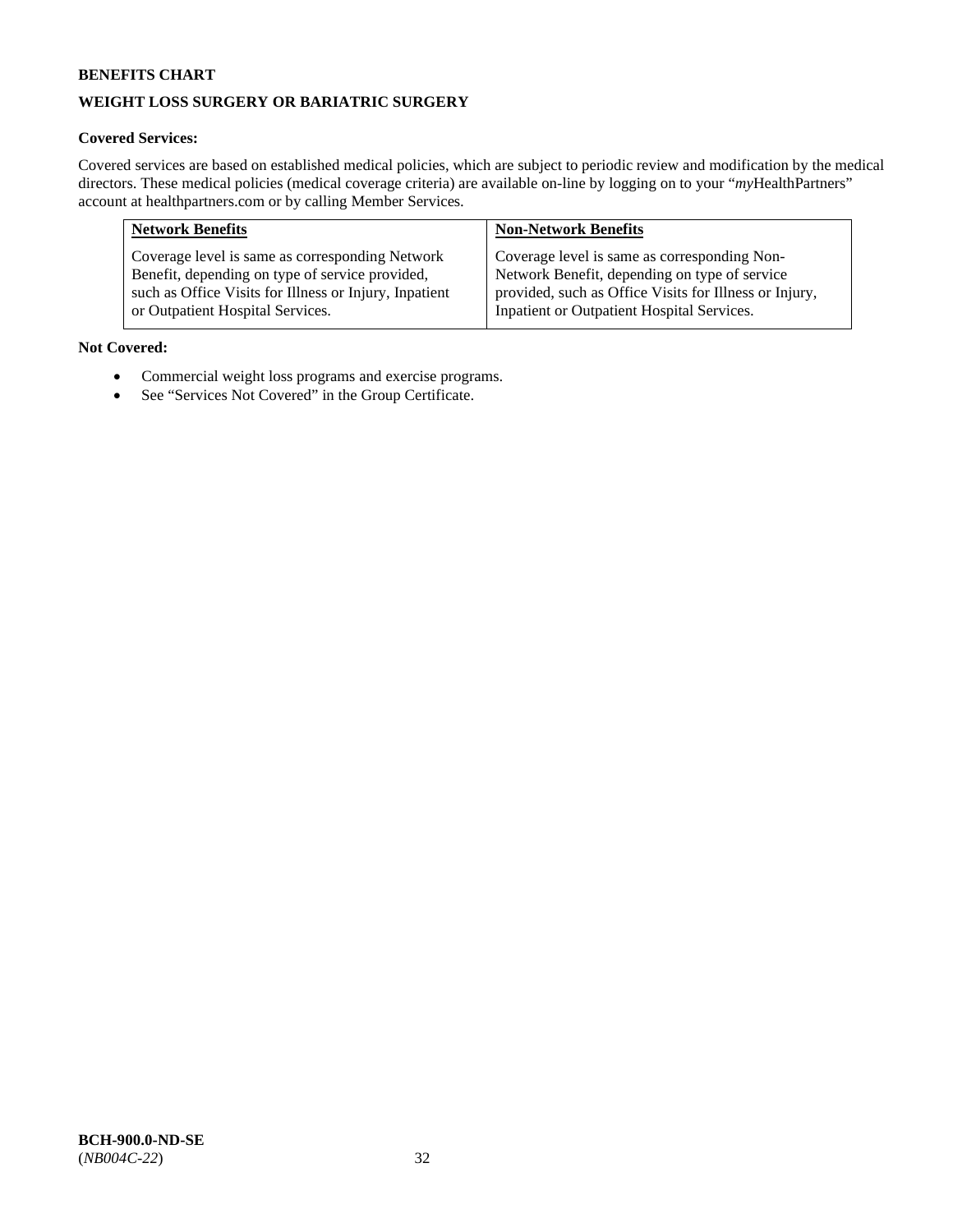**BENEFITS CHART**

**WEIGHT LOSS SURGERY OR BARIATRIC SURGERY**

**Covered Services:**

Covered services are based on established medical policies, which are subject to periodic review and modification by the medical directors. These medical policies (medical coverage criteria) are available on-line by logging on to your "*my*HealthPartners" account at healthpartners.com or by calling Member Services.

| **Network Benefits** | **Non-Network Benefits** |
|---|---|
| Coverage level is same as corresponding Network Benefit, depending on type of service provided, such as Office Visits for Illness or Injury, Inpatient or Outpatient Hospital Services. | Coverage level is same as corresponding Non-Network Benefit, depending on type of service provided, such as Office Visits for Illness or Injury, Inpatient or Outpatient Hospital Services. |

**Not Covered:**

- Commercial weight loss programs and exercise programs.
- See "Services Not Covered" in the Group Certificate.

**BCH-900.0-ND-SE**
(*NB004C-22*)